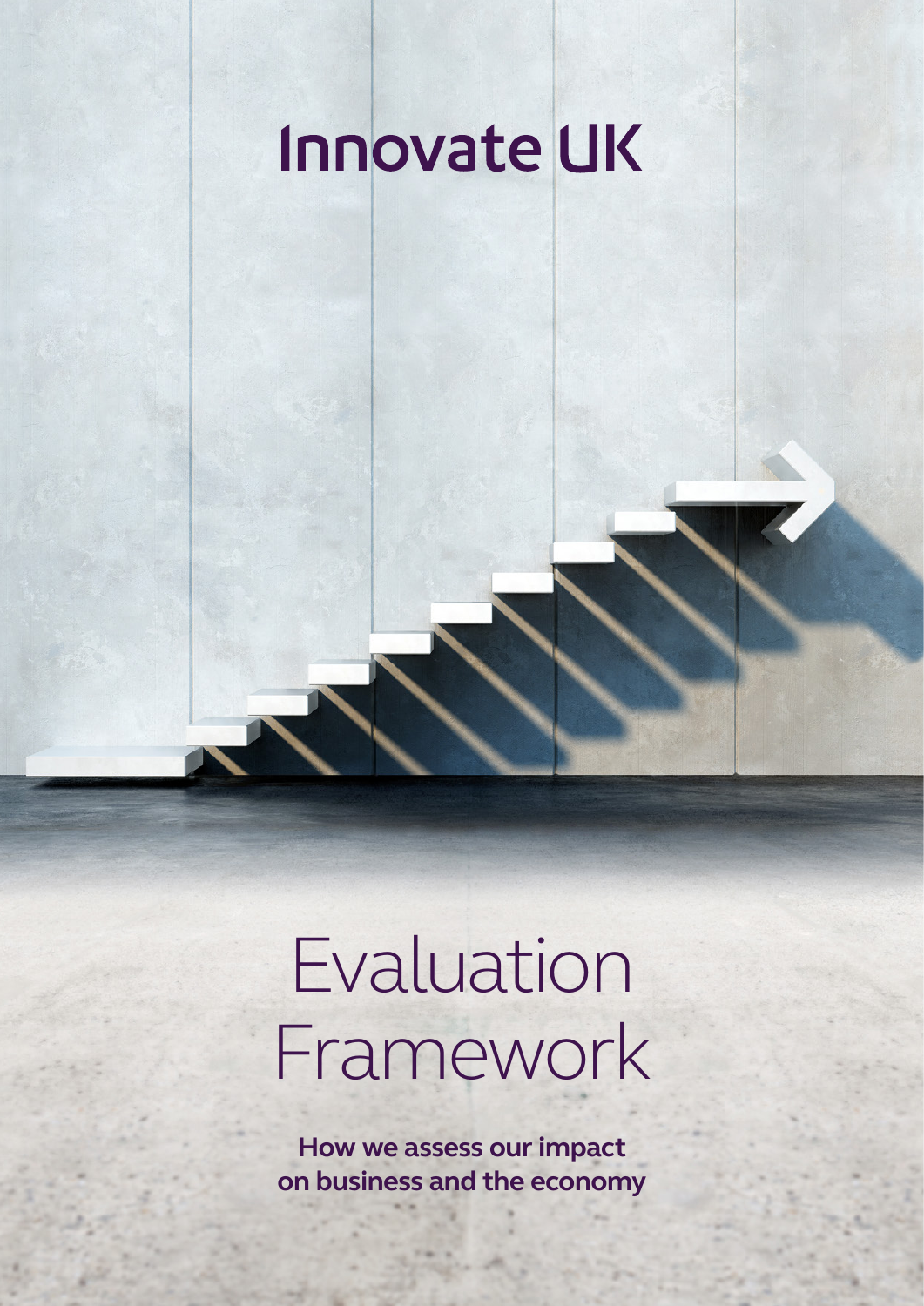Innovate UK

# Evaluation Framework

**How we assess our impact on business and the economy**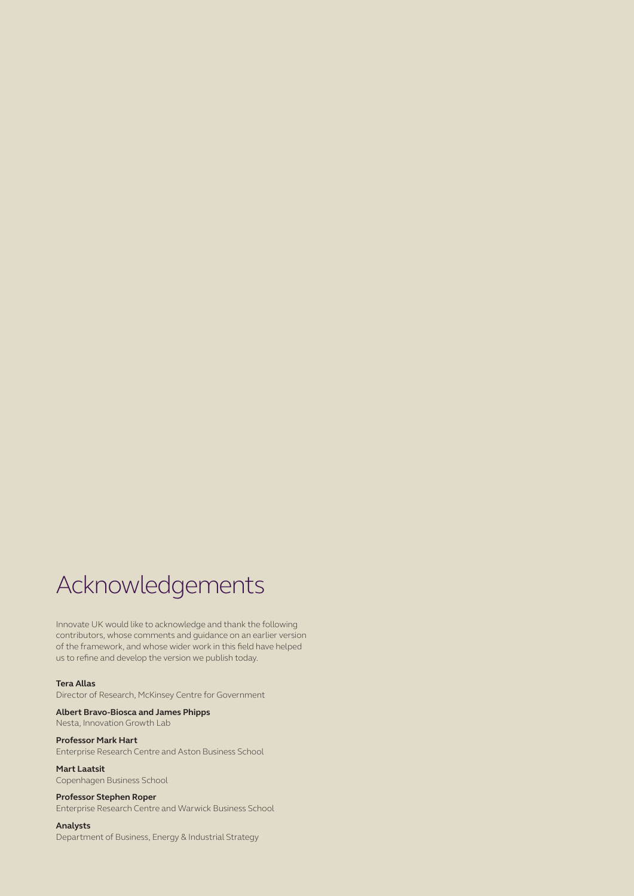# Acknowledgements

Innovate UK would like to acknowledge and thank the following contributors, whose comments and guidance on an earlier version of the framework, and whose wider work in this field have helped us to refine and develop the version we publish today.

**Tera Allas**
Director of Research, McKinsey Centre for Government

**Albert Bravo-Biosca and James Phipps**
Nesta, Innovation Growth Lab

**Professor Mark Hart**
Enterprise Research Centre and Aston Business School

**Mart Laatsit**
Copenhagen Business School

**Professor Stephen Roper**
Enterprise Research Centre and Warwick Business School

**Analysts**
Department of Business, Energy & Industrial Strategy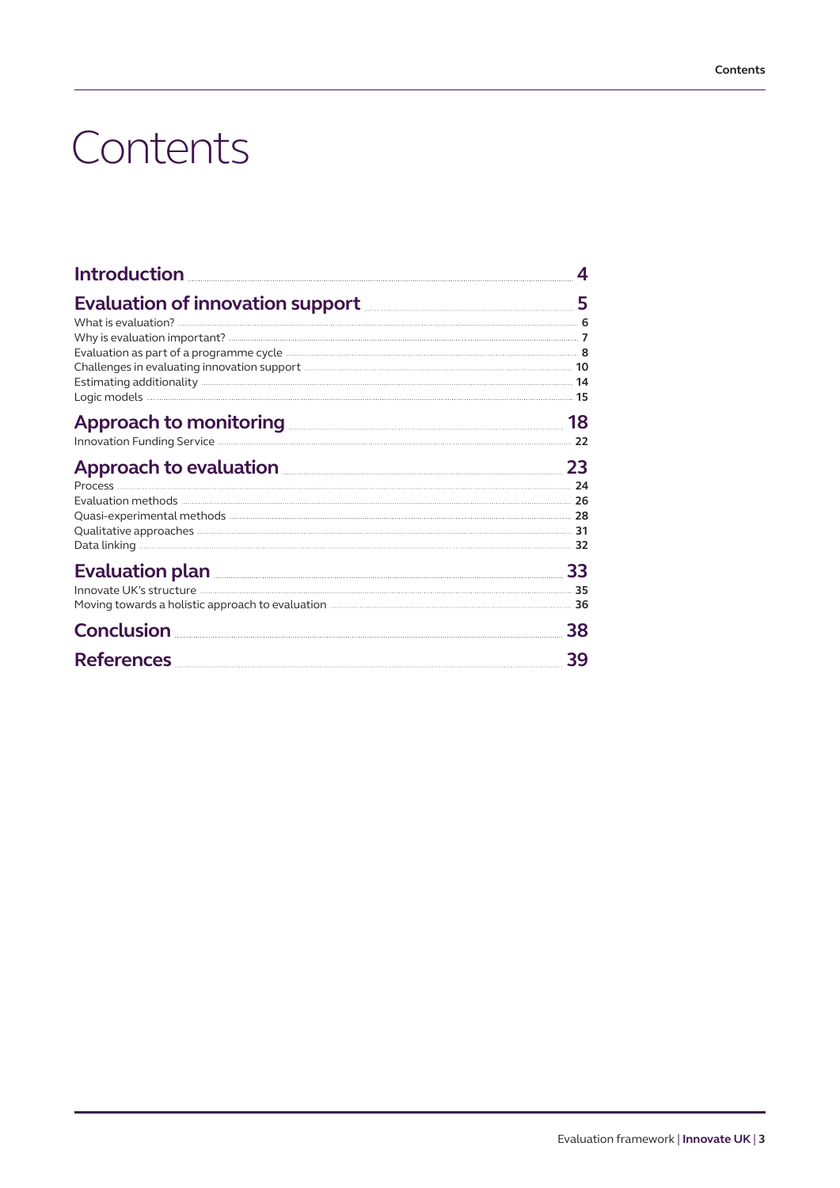# Contents

**Introduction** 4

**Evaluation of innovation support** 5

- What is evaluation? 6
- Why is evaluation important? 7
- Evaluation as part of a programme cycle 8
- Challenges in evaluating innovation support 10
- Estimating additionality 14
- Logic models 15

**Approach to monitoring** 18

- Innovation Funding Service 22

**Approach to evaluation** 23

- Process 24
- Evaluation methods 26
- Quasi-experimental methods 28
- Qualitative approaches 31
- Data linking 32

**Evaluation plan** 33

- Innovate UK's structure 35
- Moving towards a holistic approach to evaluation 36

**Conclusion** 38

**References** 39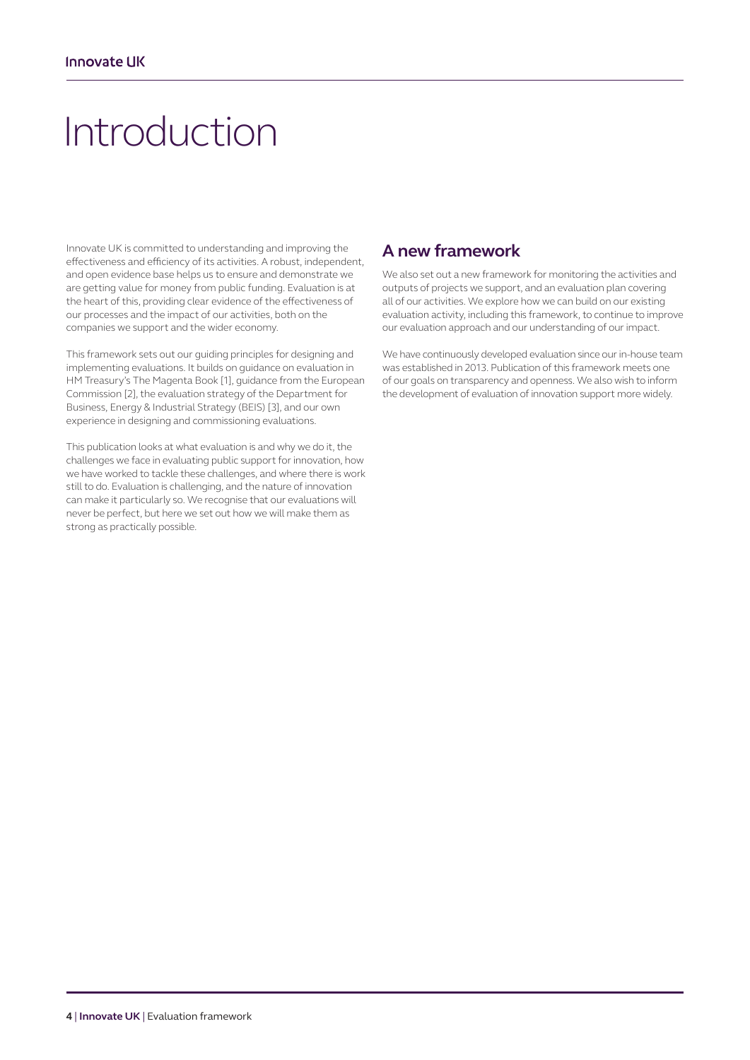# Introduction

Innovate UK is committed to understanding and improving the effectiveness and efficiency of its activities. A robust, independent, and open evidence base helps us to ensure and demonstrate we are getting value for money from public funding. Evaluation is at the heart of this, providing clear evidence of the effectiveness of our processes and the impact of our activities, both on the companies we support and the wider economy.

This framework sets out our guiding principles for designing and implementing evaluations. It builds on guidance on evaluation in HM Treasury's The Magenta Book [1], guidance from the European Commission [2], the evaluation strategy of the Department for Business, Energy & Industrial Strategy (BEIS) [3], and our own experience in designing and commissioning evaluations.

This publication looks at what evaluation is and why we do it, the challenges we face in evaluating public support for innovation, how we have worked to tackle these challenges, and where there is work still to do. Evaluation is challenging, and the nature of innovation can make it particularly so. We recognise that our evaluations will never be perfect, but here we set out how we will make them as strong as practically possible.

## A new framework

We also set out a new framework for monitoring the activities and outputs of projects we support, and an evaluation plan covering all of our activities. We explore how we can build on our existing evaluation activity, including this framework, to continue to improve our evaluation approach and our understanding of our impact.

We have continuously developed evaluation since our in-house team was established in 2013. Publication of this framework meets one of our goals on transparency and openness. We also wish to inform the development of evaluation of innovation support more widely.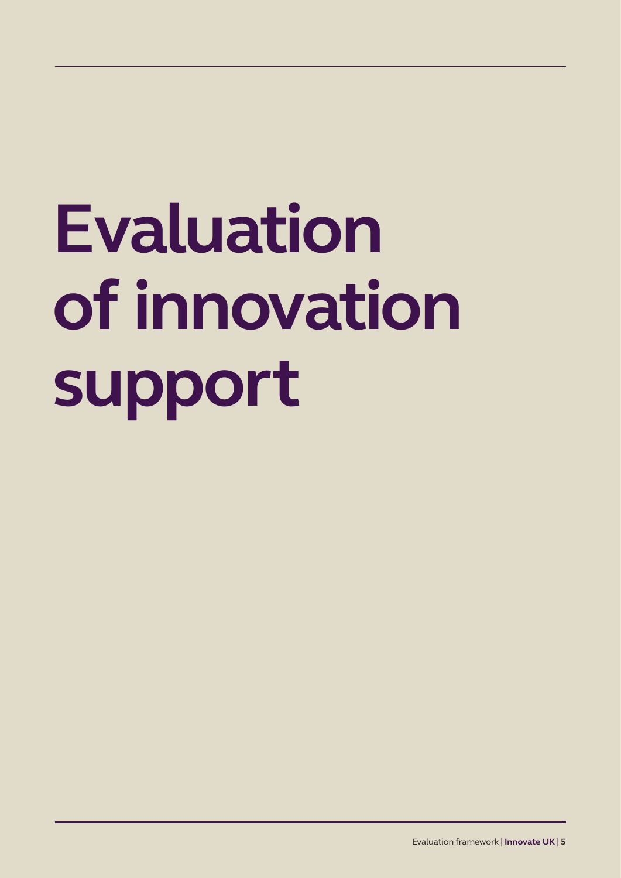# Evaluation of innovation support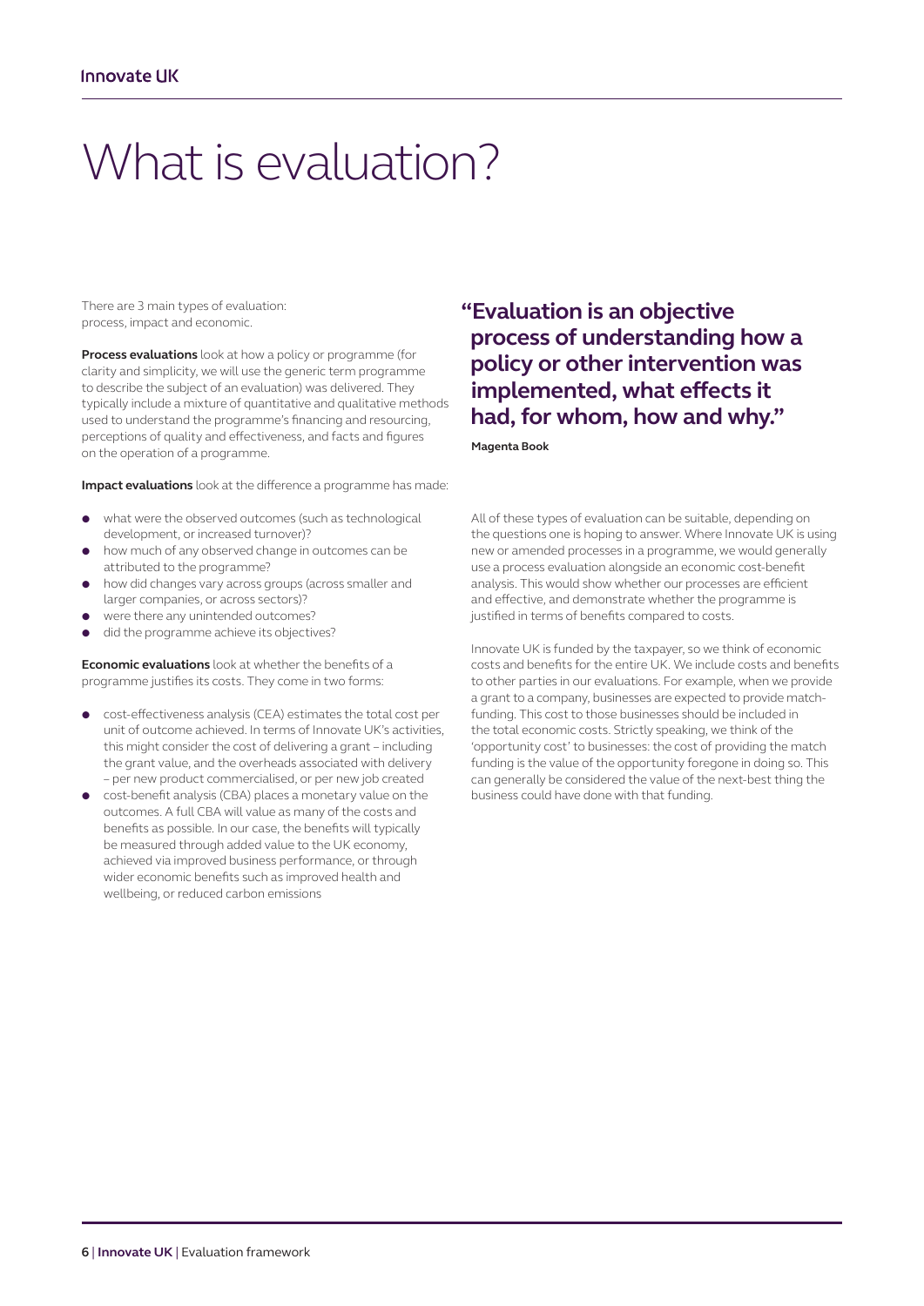# What is evaluation?

There are 3 main types of evaluation: process, impact and economic.

**Process evaluations** look at how a policy or programme (for clarity and simplicity, we will use the generic term programme to describe the subject of an evaluation) was delivered. They typically include a mixture of quantitative and qualitative methods used to understand the programme's financing and resourcing, perceptions of quality and effectiveness, and facts and figures on the operation of a programme.

**Impact evaluations** look at the difference a programme has made:

- what were the observed outcomes (such as technological development, or increased turnover)?
- how much of any observed change in outcomes can be attributed to the programme?
- how did changes vary across groups (across smaller and larger companies, or across sectors)?
- were there any unintended outcomes?
- did the programme achieve its objectives?

**Economic evaluations** look at whether the benefits of a programme justifies its costs. They come in two forms:

- cost-effectiveness analysis (CEA) estimates the total cost per unit of outcome achieved. In terms of Innovate UK's activities, this might consider the cost of delivering a grant – including the grant value, and the overheads associated with delivery – per new product commercialised, or per new job created
- cost-benefit analysis (CBA) places a monetary value on the outcomes. A full CBA will value as many of the costs and benefits as possible. In our case, the benefits will typically be measured through added value to the UK economy, achieved via improved business performance, or through wider economic benefits such as improved health and wellbeing, or reduced carbon emissions

> **"Evaluation is an objective process of understanding how a policy or other intervention was implemented, what effects it had, for whom, how and why."**
>
> **Magenta Book**

All of these types of evaluation can be suitable, depending on the questions one is hoping to answer. Where Innovate UK is using new or amended processes in a programme, we would generally use a process evaluation alongside an economic cost-benefit analysis. This would show whether our processes are efficient and effective, and demonstrate whether the programme is justified in terms of benefits compared to costs.

Innovate UK is funded by the taxpayer, so we think of economic costs and benefits for the entire UK. We include costs and benefits to other parties in our evaluations. For example, when we provide a grant to a company, businesses are expected to provide match-funding. This cost to those businesses should be included in the total economic costs. Strictly speaking, we think of the 'opportunity cost' to businesses: the cost of providing the match funding is the value of the opportunity foregone in doing so. This can generally be considered the value of the next-best thing the business could have done with that funding.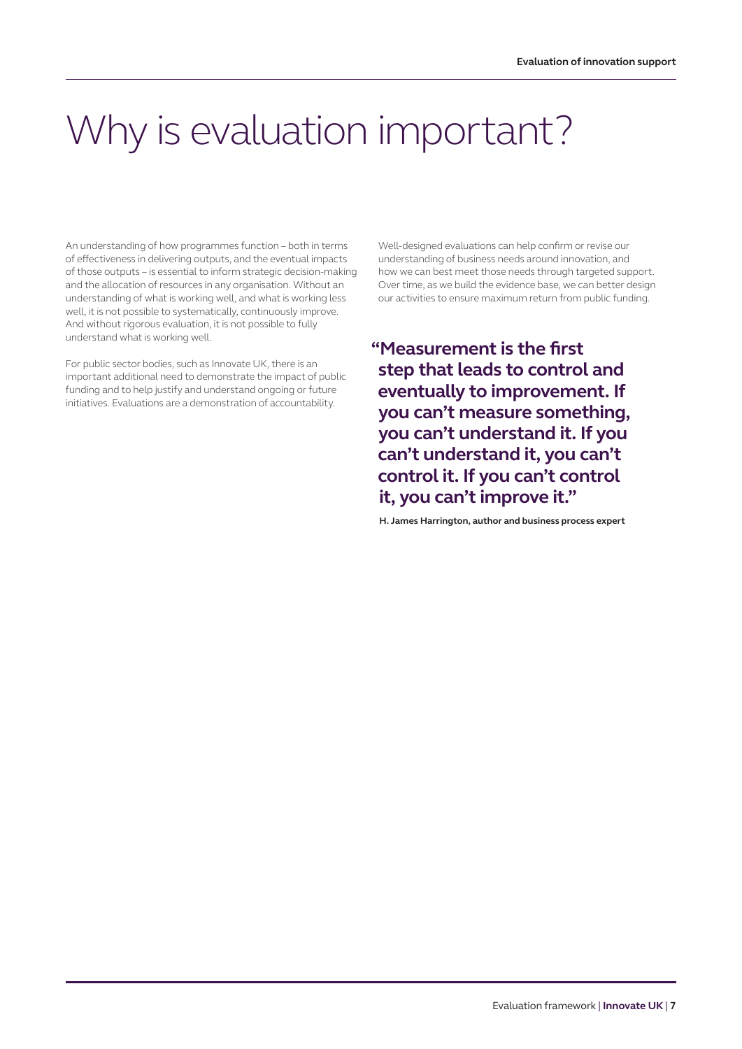# Why is evaluation important?

An understanding of how programmes function – both in terms of effectiveness in delivering outputs, and the eventual impacts of those outputs – is essential to inform strategic decision-making and the allocation of resources in any organisation. Without an understanding of what is working well, and what is working less well, it is not possible to systematically, continuously improve. And without rigorous evaluation, it is not possible to fully understand what is working well.

For public sector bodies, such as Innovate UK, there is an important additional need to demonstrate the impact of public funding and to help justify and understand ongoing or future initiatives. Evaluations are a demonstration of accountability.

Well-designed evaluations can help confirm or revise our understanding of business needs around innovation, and how we can best meet those needs through targeted support. Over time, as we build the evidence base, we can better design our activities to ensure maximum return from public funding.

> **"Measurement is the first step that leads to control and eventually to improvement. If you can't measure something, you can't understand it. If you can't understand it, you can't control it. If you can't control it, you can't improve it."**
>
> **H. James Harrington, author and business process expert**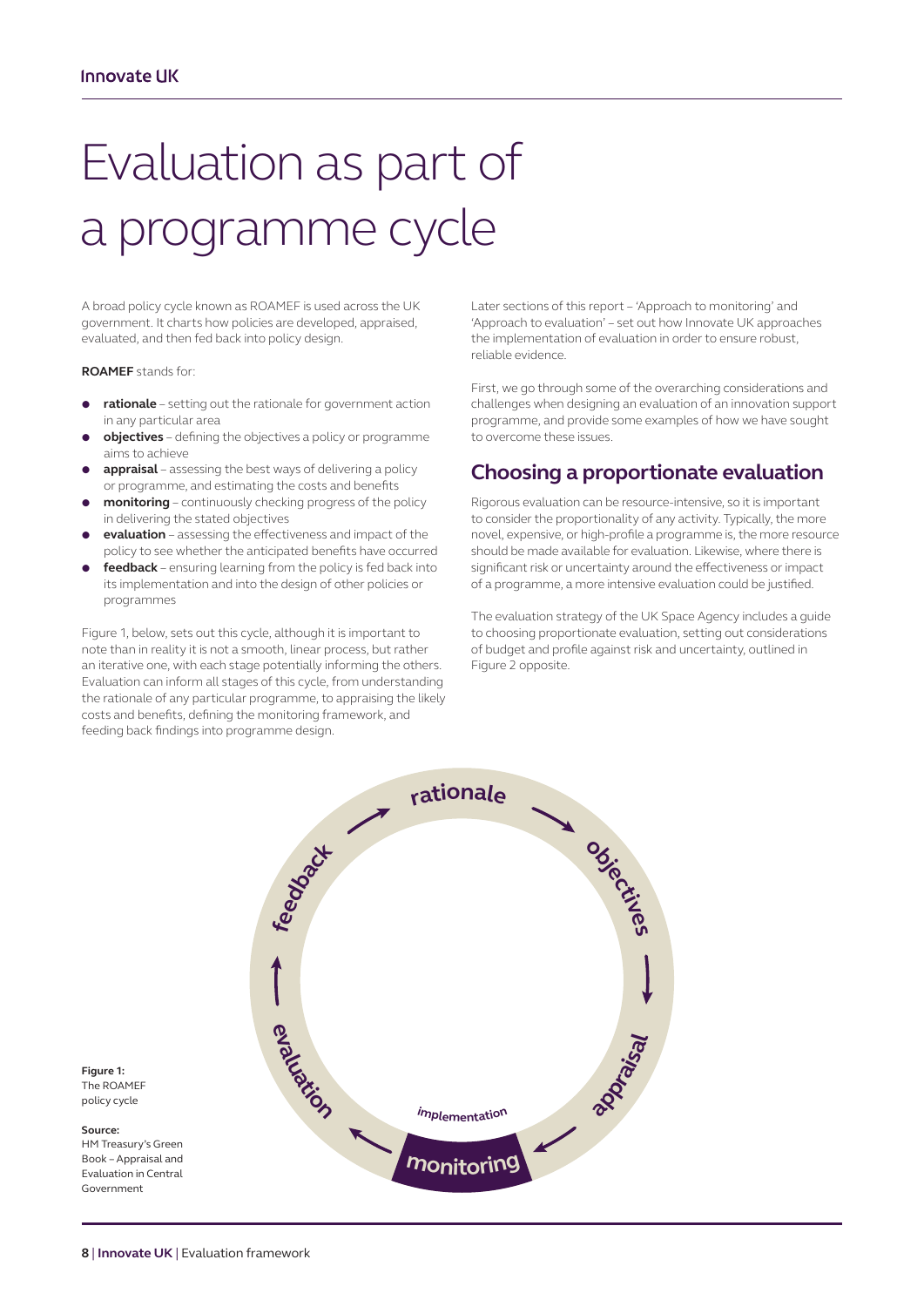# Evaluation as part of a programme cycle

A broad policy cycle known as ROAMEF is used across the UK government. It charts how policies are developed, appraised, evaluated, and then fed back into policy design.

**ROAMEF** stands for:

- **rationale** – setting out the rationale for government action in any particular area
- **objectives** – defining the objectives a policy or programme aims to achieve
- **appraisal** – assessing the best ways of delivering a policy or programme, and estimating the costs and benefits
- **monitoring** – continuously checking progress of the policy in delivering the stated objectives
- **evaluation** – assessing the effectiveness and impact of the policy to see whether the anticipated benefits have occurred
- **feedback** – ensuring learning from the policy is fed back into its implementation and into the design of other policies or programmes

Figure 1, below, sets out this cycle, although it is important to note than in reality it is not a smooth, linear process, but rather an iterative one, with each stage potentially informing the others. Evaluation can inform all stages of this cycle, from understanding the rationale of any particular programme, to appraising the likely costs and benefits, defining the monitoring framework, and feeding back findings into programme design.

Later sections of this report – 'Approach to monitoring' and 'Approach to evaluation' – set out how Innovate UK approaches the implementation of evaluation in order to ensure robust, reliable evidence.

First, we go through some of the overarching considerations and challenges when designing an evaluation of an innovation support programme, and provide some examples of how we have sought to overcome these issues.

## Choosing a proportionate evaluation

Rigorous evaluation can be resource-intensive, so it is important to consider the proportionality of any activity. Typically, the more novel, expensive, or high-profile a programme is, the more resource should be made available for evaluation. Likewise, where there is significant risk or uncertainty around the effectiveness or impact of a programme, a more intensive evaluation could be justified.

The evaluation strategy of the UK Space Agency includes a guide to choosing proportionate evaluation, setting out considerations of budget and profile against risk and uncertainty, outlined in Figure 2 opposite.

rationale → objectives → appraisal → monitoring (implementation) → evaluation → feedback → rationale

**Figure 1:** The ROAMEF policy cycle

**Source:** HM Treasury's Green Book – Appraisal and Evaluation in Central Government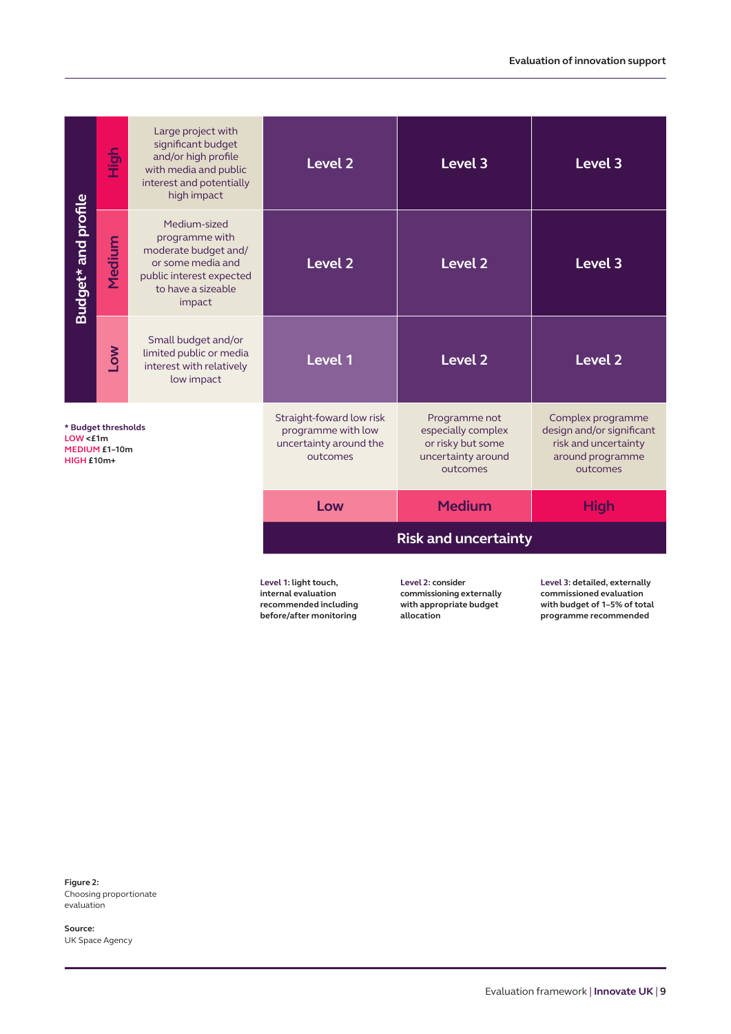| Budget* and profile | | Low risk and uncertainty: Straight-foward low risk programme with low uncertainty around the outcomes | Medium risk and uncertainty: Programme not especially complex or risky but some uncertainty around outcomes | High risk and uncertainty: Complex programme design and/or significant risk and uncertainty around programme outcomes |
|---|---|---|---|---|
| High | Large project with significant budget and/or high profile with media and public interest and potentially high impact | Level 2 | Level 3 | Level 3 |
| Medium | Medium-sized programme with moderate budget and/ or some media and public interest expected to have a sizeable impact | Level 2 | Level 2 | Level 3 |
| Low | Small budget and/or limited public or media interest with relatively low impact | Level 1 | Level 2 | Level 2 |

**\* Budget thresholds**
**LOW <£1m**
**MEDIUM £1–10m**
**HIGH £10m+**

**Level 1: light touch, internal evaluation recommended including before/after monitoring**

**Level 2: consider commissioning externally with appropriate budget allocation**

**Level 3: detailed, externally commissioned evaluation with budget of 1–5% of total programme recommended**

**Figure 2:**
Choosing proportionate evaluation

**Source:**
UK Space Agency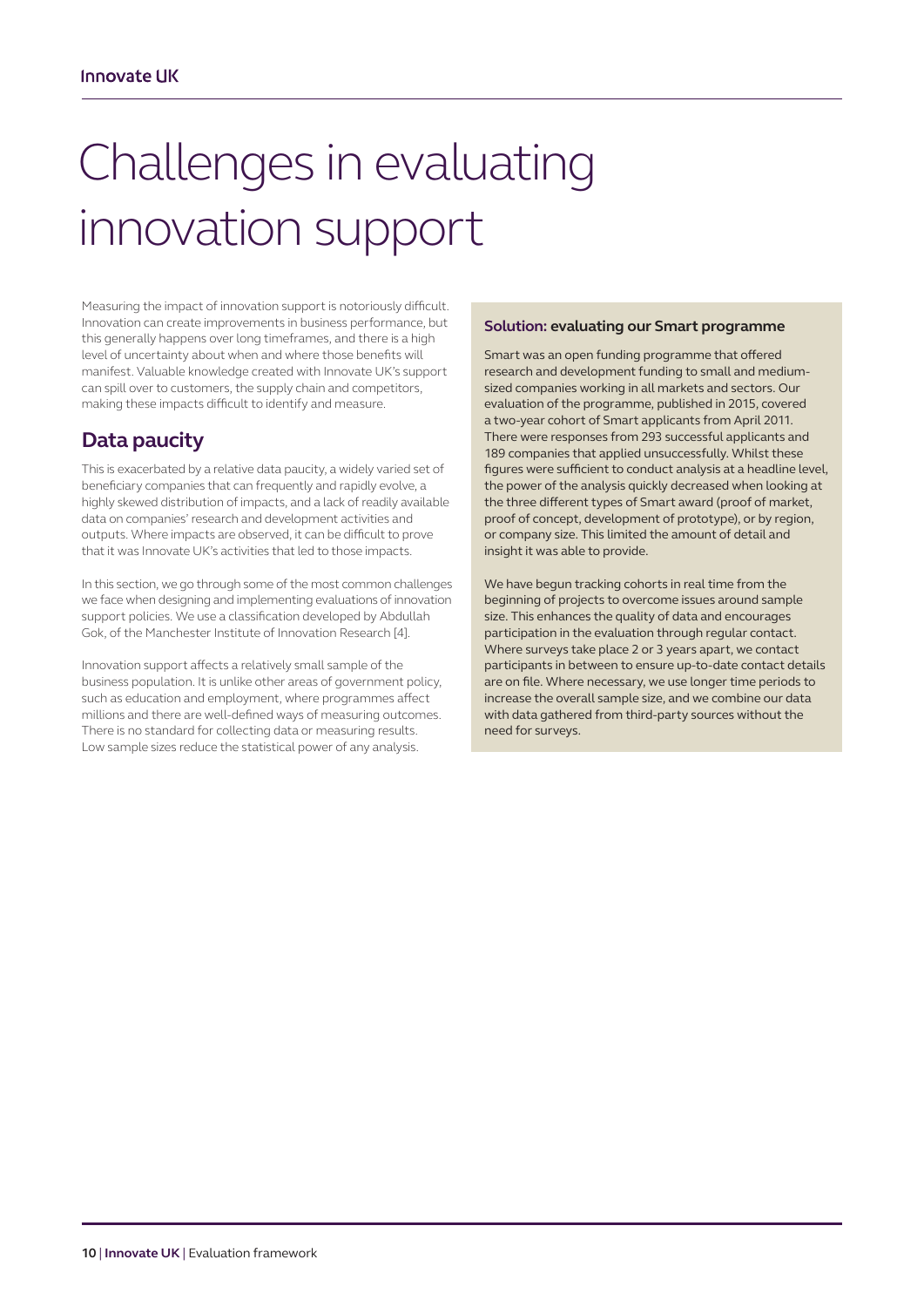# Challenges in evaluating innovation support

Measuring the impact of innovation support is notoriously difficult. Innovation can create improvements in business performance, but this generally happens over long timeframes, and there is a high level of uncertainty about when and where those benefits will manifest. Valuable knowledge created with Innovate UK's support can spill over to customers, the supply chain and competitors, making these impacts difficult to identify and measure.

## Data paucity

This is exacerbated by a relative data paucity, a widely varied set of beneficiary companies that can frequently and rapidly evolve, a highly skewed distribution of impacts, and a lack of readily available data on companies' research and development activities and outputs. Where impacts are observed, it can be difficult to prove that it was Innovate UK's activities that led to those impacts.

In this section, we go through some of the most common challenges we face when designing and implementing evaluations of innovation support policies. We use a classification developed by Abdullah Gok, of the Manchester Institute of Innovation Research [4].

Innovation support affects a relatively small sample of the business population. It is unlike other areas of government policy, such as education and employment, where programmes affect millions and there are well-defined ways of measuring outcomes. There is no standard for collecting data or measuring results. Low sample sizes reduce the statistical power of any analysis.

**Solution: evaluating our Smart programme**

Smart was an open funding programme that offered research and development funding to small and medium-sized companies working in all markets and sectors. Our evaluation of the programme, published in 2015, covered a two-year cohort of Smart applicants from April 2011. There were responses from 293 successful applicants and 189 companies that applied unsuccessfully. Whilst these figures were sufficient to conduct analysis at a headline level, the power of the analysis quickly decreased when looking at the three different types of Smart award (proof of market, proof of concept, development of prototype), or by region, or company size. This limited the amount of detail and insight it was able to provide.

We have begun tracking cohorts in real time from the beginning of projects to overcome issues around sample size. This enhances the quality of data and encourages participation in the evaluation through regular contact. Where surveys take place 2 or 3 years apart, we contact participants in between to ensure up-to-date contact details are on file. Where necessary, we use longer time periods to increase the overall sample size, and we combine our data with data gathered from third-party sources without the need for surveys.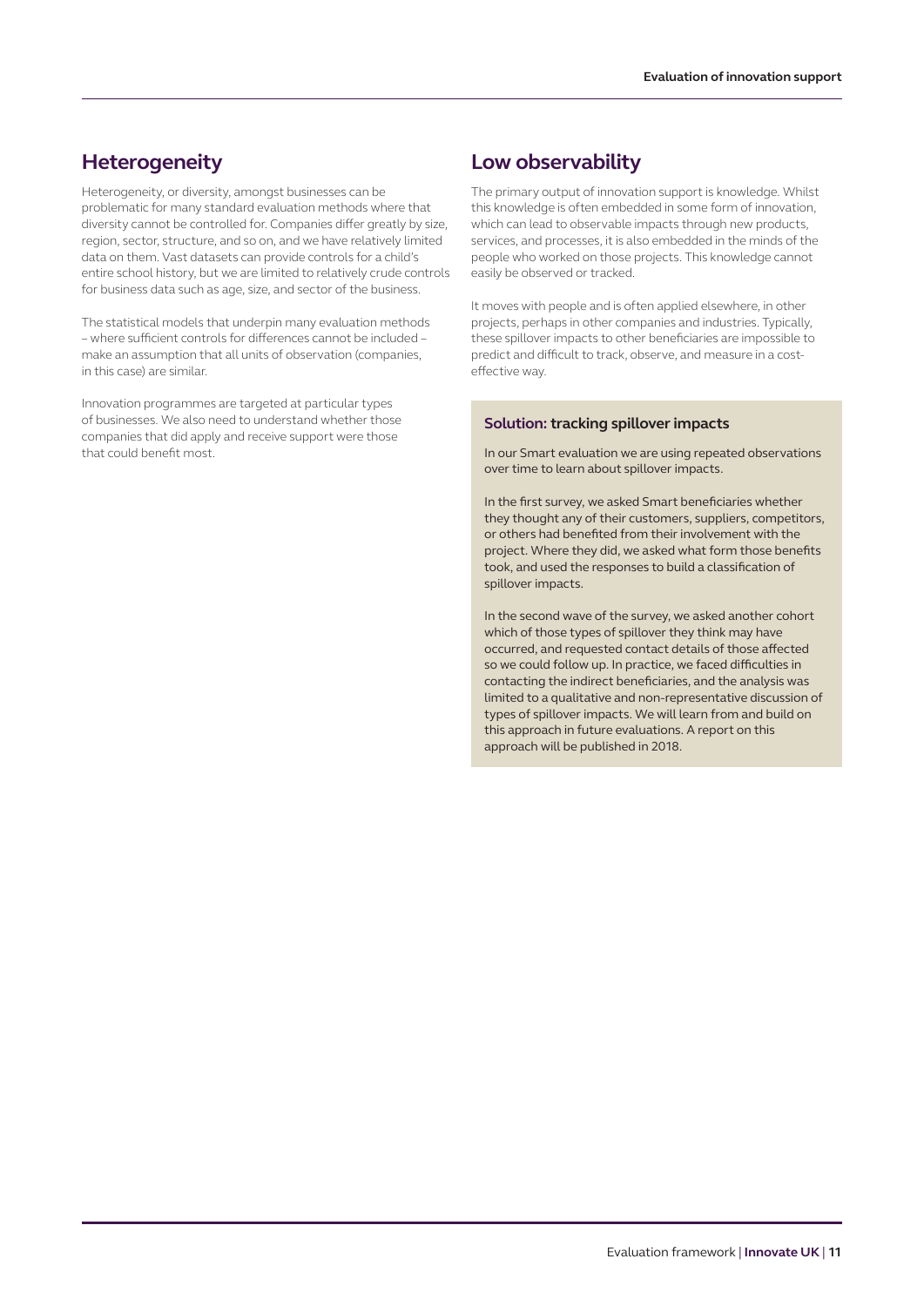## Heterogeneity

Heterogeneity, or diversity, amongst businesses can be problematic for many standard evaluation methods where that diversity cannot be controlled for. Companies differ greatly by size, region, sector, structure, and so on, and we have relatively limited data on them. Vast datasets can provide controls for a child's entire school history, but we are limited to relatively crude controls for business data such as age, size, and sector of the business.

The statistical models that underpin many evaluation methods – where sufficient controls for differences cannot be included – make an assumption that all units of observation (companies, in this case) are similar.

Innovation programmes are targeted at particular types of businesses. We also need to understand whether those companies that did apply and receive support were those that could benefit most.

## Low observability

The primary output of innovation support is knowledge. Whilst this knowledge is often embedded in some form of innovation, which can lead to observable impacts through new products, services, and processes, it is also embedded in the minds of the people who worked on those projects. This knowledge cannot easily be observed or tracked.

It moves with people and is often applied elsewhere, in other projects, perhaps in other companies and industries. Typically, these spillover impacts to other beneficiaries are impossible to predict and difficult to track, observe, and measure in a cost-effective way.

### Solution: tracking spillover impacts

In our Smart evaluation we are using repeated observations over time to learn about spillover impacts.

In the first survey, we asked Smart beneficiaries whether they thought any of their customers, suppliers, competitors, or others had benefited from their involvement with the project. Where they did, we asked what form those benefits took, and used the responses to build a classification of spillover impacts.

In the second wave of the survey, we asked another cohort which of those types of spillover they think may have occurred, and requested contact details of those affected so we could follow up. In practice, we faced difficulties in contacting the indirect beneficiaries, and the analysis was limited to a qualitative and non-representative discussion of types of spillover impacts. We will learn from and build on this approach in future evaluations. A report on this approach will be published in 2018.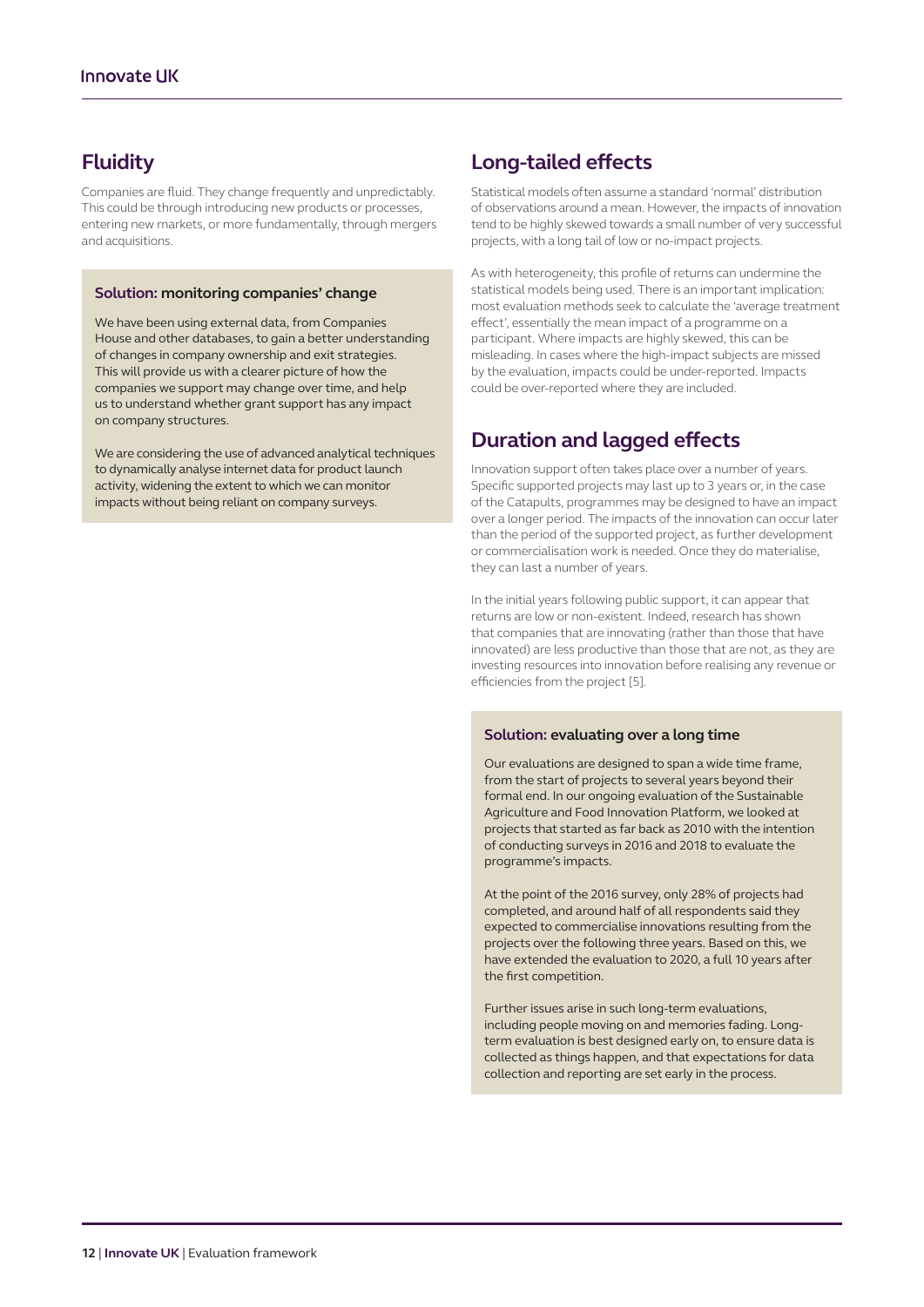## Fluidity

Companies are fluid. They change frequently and unpredictably. This could be through introducing new products or processes, entering new markets, or more fundamentally, through mergers and acquisitions.

### Solution: monitoring companies' change

We have been using external data, from Companies House and other databases, to gain a better understanding of changes in company ownership and exit strategies. This will provide us with a clearer picture of how the companies we support may change over time, and help us to understand whether grant support has any impact on company structures.

We are considering the use of advanced analytical techniques to dynamically analyse internet data for product launch activity, widening the extent to which we can monitor impacts without being reliant on company surveys.

## Long-tailed effects

Statistical models often assume a standard 'normal' distribution of observations around a mean. However, the impacts of innovation tend to be highly skewed towards a small number of very successful projects, with a long tail of low or no-impact projects.

As with heterogeneity, this profile of returns can undermine the statistical models being used. There is an important implication: most evaluation methods seek to calculate the 'average treatment effect', essentially the mean impact of a programme on a participant. Where impacts are highly skewed, this can be misleading. In cases where the high-impact subjects are missed by the evaluation, impacts could be under-reported. Impacts could be over-reported where they are included.

## Duration and lagged effects

Innovation support often takes place over a number of years. Specific supported projects may last up to 3 years or, in the case of the Catapults, programmes may be designed to have an impact over a longer period. The impacts of the innovation can occur later than the period of the supported project, as further development or commercialisation work is needed. Once they do materialise, they can last a number of years.

In the initial years following public support, it can appear that returns are low or non-existent. Indeed, research has shown that companies that are innovating (rather than those that have innovated) are less productive than those that are not, as they are investing resources into innovation before realising any revenue or efficiencies from the project [5].

### Solution: evaluating over a long time

Our evaluations are designed to span a wide time frame, from the start of projects to several years beyond their formal end. In our ongoing evaluation of the Sustainable Agriculture and Food Innovation Platform, we looked at projects that started as far back as 2010 with the intention of conducting surveys in 2016 and 2018 to evaluate the programme's impacts.

At the point of the 2016 survey, only 28% of projects had completed, and around half of all respondents said they expected to commercialise innovations resulting from the projects over the following three years. Based on this, we have extended the evaluation to 2020, a full 10 years after the first competition.

Further issues arise in such long-term evaluations, including people moving on and memories fading. Long-term evaluation is best designed early on, to ensure data is collected as things happen, and that expectations for data collection and reporting are set early in the process.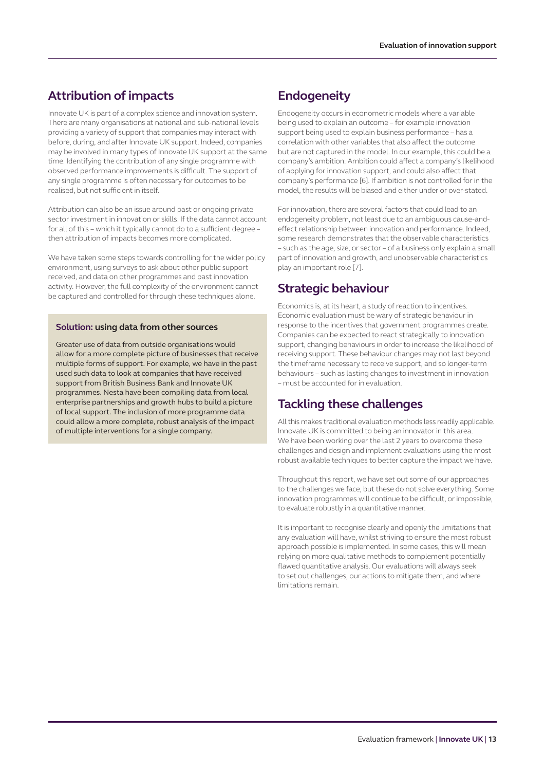## Attribution of impacts

Innovate UK is part of a complex science and innovation system. There are many organisations at national and sub-national levels providing a variety of support that companies may interact with before, during, and after Innovate UK support. Indeed, companies may be involved in many types of Innovate UK support at the same time. Identifying the contribution of any single programme with observed performance improvements is difficult. The support of any single programme is often necessary for outcomes to be realised, but not sufficient in itself.

Attribution can also be an issue around past or ongoing private sector investment in innovation or skills. If the data cannot account for all of this – which it typically cannot do to a sufficient degree – then attribution of impacts becomes more complicated.

We have taken some steps towards controlling for the wider policy environment, using surveys to ask about other public support received, and data on other programmes and past innovation activity. However, the full complexity of the environment cannot be captured and controlled for through these techniques alone.

> **Solution: using data from other sources**
>
> Greater use of data from outside organisations would allow for a more complete picture of businesses that receive multiple forms of support. For example, we have in the past used such data to look at companies that have received support from British Business Bank and Innovate UK programmes. Nesta have been compiling data from local enterprise partnerships and growth hubs to build a picture of local support. The inclusion of more programme data could allow a more complete, robust analysis of the impact of multiple interventions for a single company.

## Endogeneity

Endogeneity occurs in econometric models where a variable being used to explain an outcome – for example innovation support being used to explain business performance – has a correlation with other variables that also affect the outcome but are not captured in the model. In our example, this could be a company's ambition. Ambition could affect a company's likelihood of applying for innovation support, and could also affect that company's performance [6]. If ambition is not controlled for in the model, the results will be biased and either under or over-stated.

For innovation, there are several factors that could lead to an endogeneity problem, not least due to an ambiguous cause-and-effect relationship between innovation and performance. Indeed, some research demonstrates that the observable characteristics – such as the age, size, or sector – of a business only explain a small part of innovation and growth, and unobservable characteristics play an important role [7].

## Strategic behaviour

Economics is, at its heart, a study of reaction to incentives. Economic evaluation must be wary of strategic behaviour in response to the incentives that government programmes create. Companies can be expected to react strategically to innovation support, changing behaviours in order to increase the likelihood of receiving support. These behaviour changes may not last beyond the timeframe necessary to receive support, and so longer-term behaviours – such as lasting changes to investment in innovation – must be accounted for in evaluation.

## Tackling these challenges

All this makes traditional evaluation methods less readily applicable. Innovate UK is committed to being an innovator in this area. We have been working over the last 2 years to overcome these challenges and design and implement evaluations using the most robust available techniques to better capture the impact we have.

Throughout this report, we have set out some of our approaches to the challenges we face, but these do not solve everything. Some innovation programmes will continue to be difficult, or impossible, to evaluate robustly in a quantitative manner.

It is important to recognise clearly and openly the limitations that any evaluation will have, whilst striving to ensure the most robust approach possible is implemented. In some cases, this will mean relying on more qualitative methods to complement potentially flawed quantitative analysis. Our evaluations will always seek to set out challenges, our actions to mitigate them, and where limitations remain.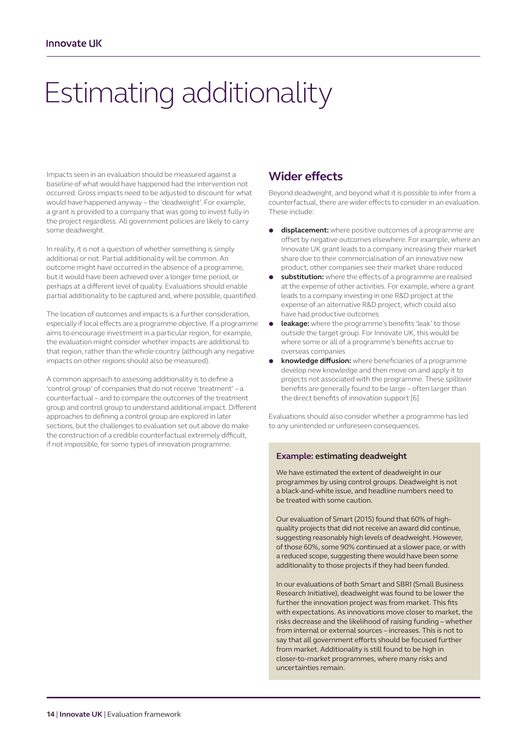# Estimating additionality

Impacts seen in an evaluation should be measured against a baseline of what would have happened had the intervention not occurred. Gross impacts need to be adjusted to discount for what would have happened anyway – the 'deadweight'. For example, a grant is provided to a company that was going to invest fully in the project regardless. All government policies are likely to carry some deadweight.

In reality, it is not a question of whether something is simply additional or not. Partial additionality will be common. An outcome might have occurred in the absence of a programme, but it would have been achieved over a longer time period, or perhaps at a different level of quality. Evaluations should enable partial additionality to be captured and, where possible, quantified.

The location of outcomes and impacts is a further consideration, especially if local effects are a programme objective. If a programme aims to encourage investment in a particular region, for example, the evaluation might consider whether impacts are additional to that region, rather than the whole country (although any negative impacts on other regions should also be measured).

A common approach to assessing additionality is to define a 'control group' of companies that do not receive 'treatment' – a counterfactual – and to compare the outcomes of the treatment group and control group to understand additional impact. Different approaches to defining a control group are explored in later sections, but the challenges to evaluation set out above do make the construction of a credible counterfactual extremely difficult, if not impossible, for some types of innovation programme.

## Wider effects

Beyond deadweight, and beyond what it is possible to infer from a counterfactual, there are wider effects to consider in an evaluation. These include:

- **displacement:** where positive outcomes of a programme are offset by negative outcomes elsewhere. For example, where an Innovate UK grant leads to a company increasing their market share due to their commercialisation of an innovative new product, other companies see their market share reduced
- **substitution:** where the effects of a programme are realised at the expense of other activities. For example, where a grant leads to a company investing in one R&D project at the expense of an alternative R&D project, which could also have had productive outcomes
- **leakage:** where the programme's benefits 'leak' to those outside the target group. For Innovate UK, this would be where some or all of a programme's benefits accrue to overseas companies
- **knowledge diffusion:** where beneficiaries of a programme develop new knowledge and then move on and apply it to projects not associated with the programme. These spillover benefits are generally found to be large – often larger than the direct benefits of innovation support [6]

Evaluations should also consider whether a programme has led to any unintended or unforeseen consequences.

### Example: estimating deadweight

We have estimated the extent of deadweight in our programmes by using control groups. Deadweight is not a black-and-white issue, and headline numbers need to be treated with some caution.

Our evaluation of Smart (2015) found that 60% of high-quality projects that did not receive an award did continue, suggesting reasonably high levels of deadweight. However, of those 60%, some 90% continued at a slower pace, or with a reduced scope, suggesting there would have been some additionality to those projects if they had been funded.

In our evaluations of both Smart and SBRI (Small Business Research Initiative), deadweight was found to be lower the further the innovation project was from market. This fits with expectations. As innovations move closer to market, the risks decrease and the likelihood of raising funding – whether from internal or external sources – increases. This is not to say that all government efforts should be focused further from market. Additionality is still found to be high in closer-to-market programmes, where many risks and uncertainties remain.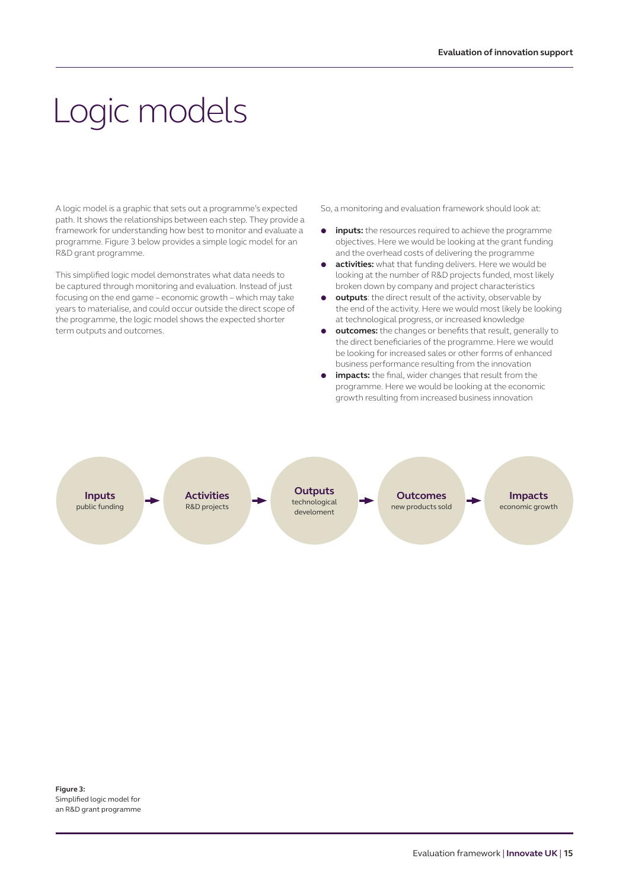# Logic models

A logic model is a graphic that sets out a programme's expected path. It shows the relationships between each step. They provide a framework for understanding how best to monitor and evaluate a programme. Figure 3 below provides a simple logic model for an R&D grant programme.

This simplified logic model demonstrates what data needs to be captured through monitoring and evaluation. Instead of just focusing on the end game – economic growth – which may take years to materialise, and could occur outside the direct scope of the programme, the logic model shows the expected shorter term outputs and outcomes.

So, a monitoring and evaluation framework should look at:

- **inputs:** the resources required to achieve the programme objectives. Here we would be looking at the grant funding and the overhead costs of delivering the programme
- **activities:** what that funding delivers. Here we would be looking at the number of R&D projects funded, most likely broken down by company and project characteristics
- **outputs**: the direct result of the activity, observable by the end of the activity. Here we would most likely be looking at technological progress, or increased knowledge
- **outcomes:** the changes or benefits that result, generally to the direct beneficiaries of the programme. Here we would be looking for increased sales or other forms of enhanced business performance resulting from the innovation
- **impacts:** the final, wider changes that result from the programme. Here we would be looking at the economic growth resulting from increased business innovation

**Inputs** public funding → **Activities** R&D projects → **Outputs** technological develoment → **Outcomes** new products sold → **Impacts** economic growth

**Figure 3:** Simplified logic model for an R&D grant programme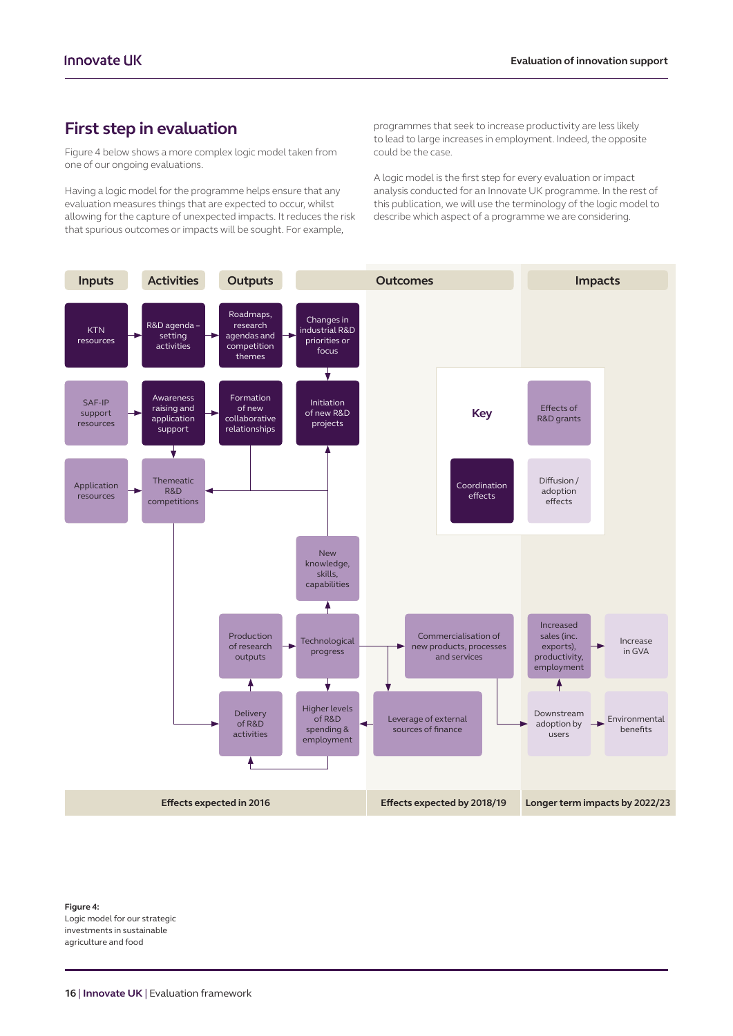## First step in evaluation

Figure 4 below shows a more complex logic model taken from one of our ongoing evaluations.

Having a logic model for the programme helps ensure that any evaluation measures things that are expected to occur, whilst allowing for the capture of unexpected impacts. It reduces the risk that spurious outcomes or impacts will be sought. For example, programmes that seek to increase productivity are less likely to lead to large increases in employment. Indeed, the opposite could be the case.

A logic model is the first step for every evaluation or impact analysis conducted for an Innovate UK programme. In the rest of this publication, we will use the terminology of the logic model to describe which aspect of a programme we are considering.

| Inputs | Activities | Outputs | Outcomes | | Impacts | |
|---|---|---|---|---|---|---|
| KTN resources | R&D agenda – setting activities | Roadmaps, research agendas and competition themes | Changes in industrial R&D priorities or focus | | | |
| SAF-IP support resources | Awareness raising and application support | Formation of new collaborative relationships | Initiation of new R&D projects | | | |
| Application resources | Themeatic R&D competitions | | | | | |
| | | | New knowledge, skills, capabilities | | | |
| | | Production of research outputs | Technological progress | Commercialisation of new products, processes and services | Increased sales (inc. exports), productivity, employment | Increase in GVA |
| | | Delivery of R&D activities | Higher levels of R&D spending & employment | Leverage of external sources of finance | Downstream adoption by users | Environmental benefits |
| Effects expected in 2016 | | | | Effects expected by 2018/19 | Longer term impacts by 2022/23 | |

Key: Effects of R&D grants; Coordination effects; Diffusion / adoption effects

**Figure 4:**
Logic model for our strategic investments in sustainable agriculture and food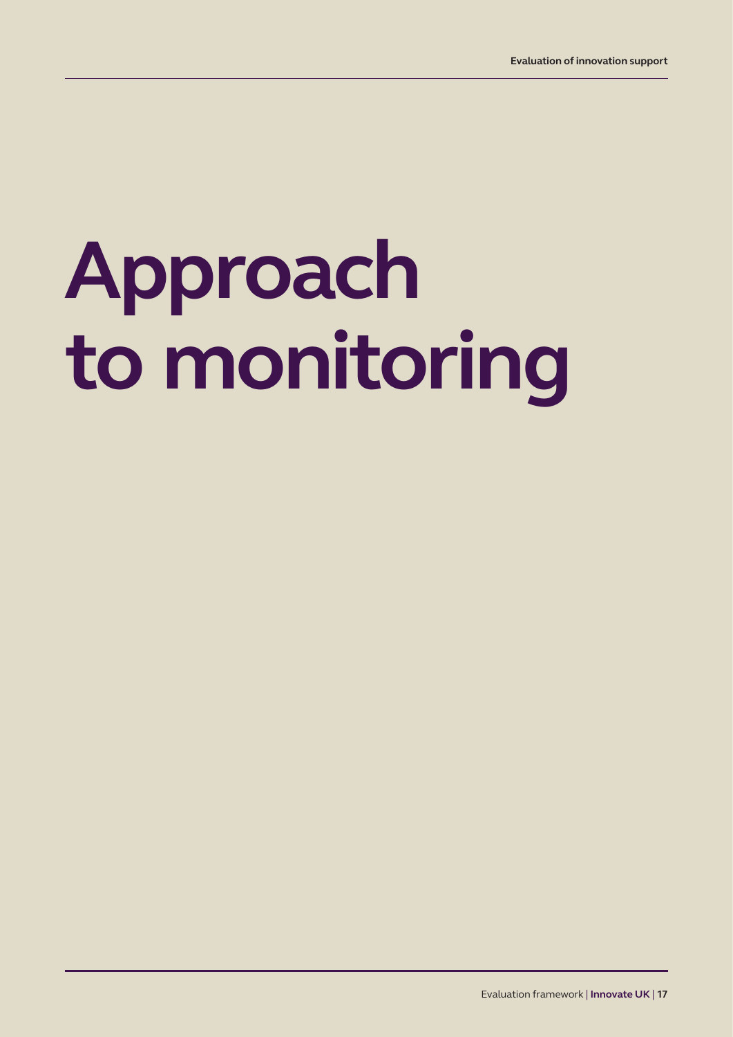# Approach to monitoring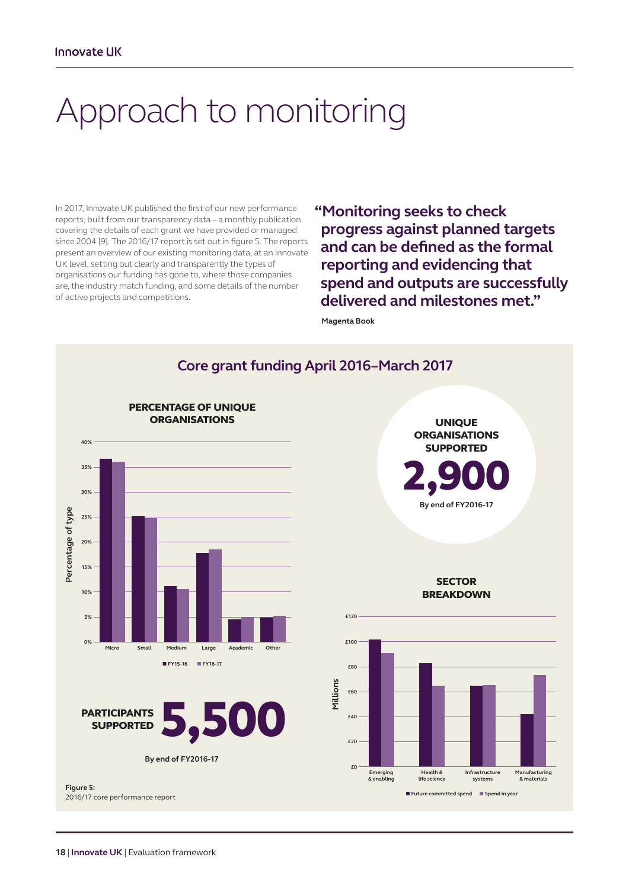# Approach to monitoring

In 2017, Innovate UK published the first of our new performance reports, built from our transparency data – a monthly publication covering the details of each grant we have provided or managed since 2004 [9]. The 2016/17 report is set out in figure 5. The reports present an overview of our existing monitoring data, at an Innovate UK level, setting out clearly and transparently the types of organisations our funding has gone to, where those companies are, the industry match funding, and some details of the number of active projects and competitions.

> **"Monitoring seeks to check progress against planned targets and can be defined as the formal reporting and evidencing that spend and outputs are successfully delivered and milestones met."**
>
> **Magenta Book**

## Core grant funding April 2016–March 2017

**PERCENTAGE OF UNIQUE ORGANISATIONS**

Percentage of type (0%–40%) by organisation type: Micro, Small, Medium, Large, Academic, Other

■ FY15-16 ■ FY16-17

**UNIQUE ORGANISATIONS SUPPORTED**

**2,900**

By end of FY2016-17

**PARTICIPANTS SUPPORTED 5,500**

By end of FY2016-17

**SECTOR BREAKDOWN**

Millions (£0–£120) by sector: Emerging & enabling, Health & life science, Infrastructure systems, Manufacturing & materials

■ Future committed spend ■ Spend in year

**Figure 5:**
2016/17 core performance report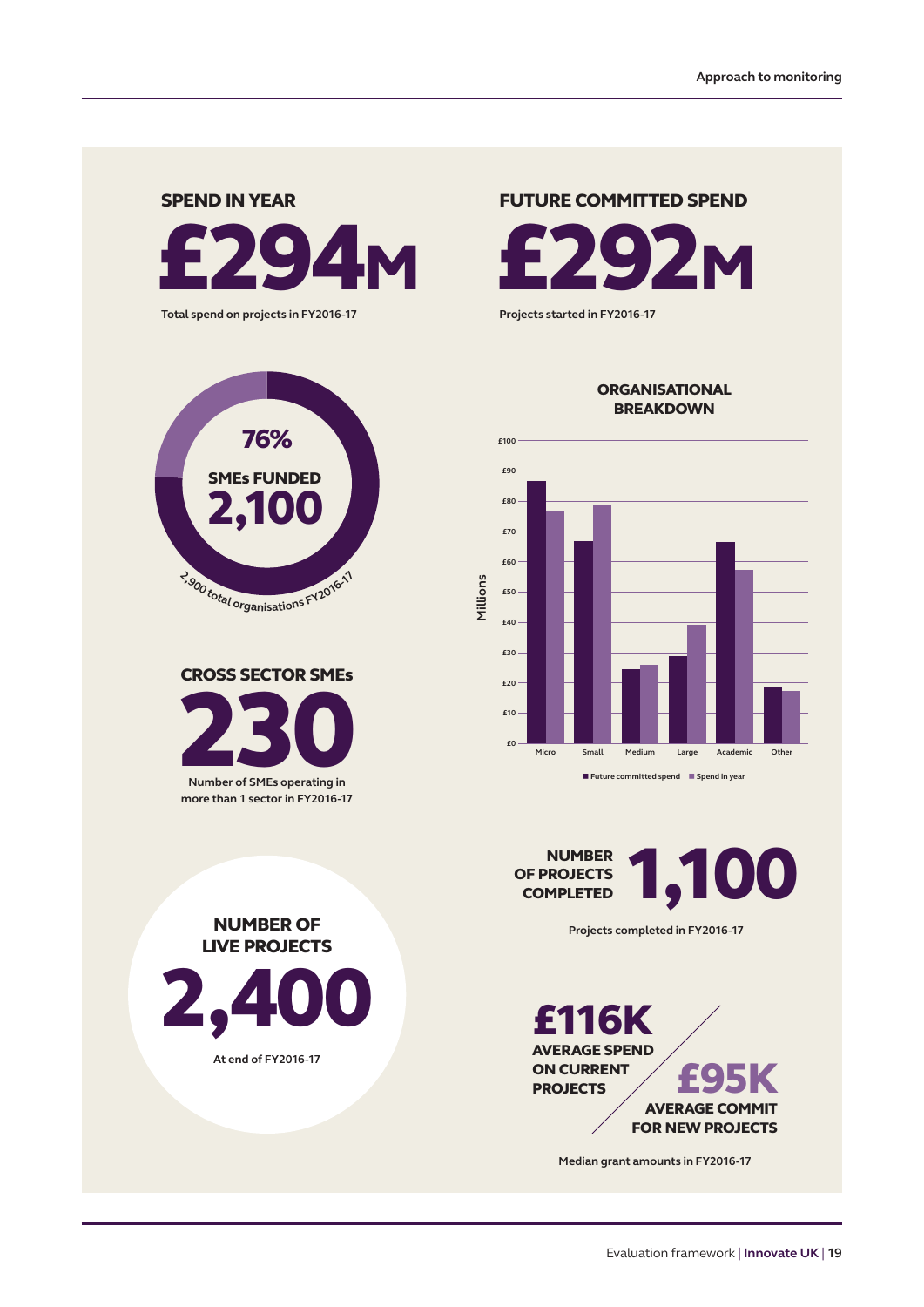## SPEND IN YEAR

**£294M**

Total spend on projects in FY2016-17

## FUTURE COMMITTED SPEND

**£292M**

Projects started in FY2016-17

**76%**

**SMEs FUNDED**

**2,100**

2,900 total organisations FY2016-17

## ORGANISATIONAL BREAKDOWN

| Organisation (Millions) | Future committed spend | Spend in year |
| --- | --- | --- |
| Micro | £87 | £77 |
| Small | £67 | £79 |
| Medium | £25 | £26 |
| Large | £29 | £39 |
| Academic | £67 | £58 |
| Other | £19 | £17 |

## CROSS SECTOR SMEs

**230**

Number of SMEs operating in more than 1 sector in FY2016-17

## NUMBER OF PROJECTS COMPLETED

**1,100**

Projects completed in FY2016-17

## NUMBER OF LIVE PROJECTS

**2,400**

At end of FY2016-17

**£116K**

**AVERAGE SPEND ON CURRENT PROJECTS**

**£95K**

**AVERAGE COMMIT FOR NEW PROJECTS**

Median grant amounts in FY2016-17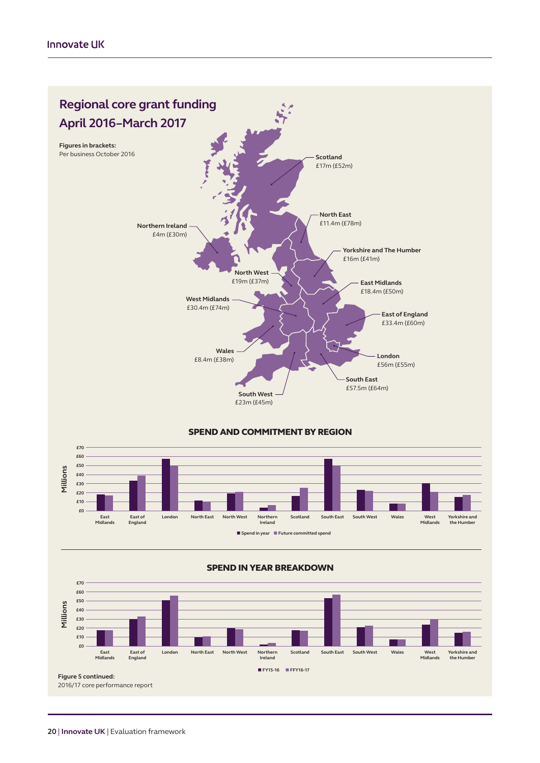## Regional core grant funding April 2016–March 2017

**Figures in brackets:**
Per business October 2016

- **Scotland** £17m (£52m)
- **North East** £11.4m (£78m)
- **Northern Ireland** £4m (£30m)
- **Yorkshire and The Humber** £16m (£41m)
- **North West** £19m (£37m)
- **East Midlands** £18.4m (£50m)
- **West Midlands** £30.4m (£74m)
- **East of England** £33.4m (£60m)
- **Wales** £8.4m (£38m)
- **London** £56m (£55m)
- **South East** £57.5m (£64m)
- **South West** £23m (£45m)

### SPEND AND COMMITMENT BY REGION

Millions (£0–£70) by region: East Midlands, East of England, London, North East, North West, Northern Ireland, Scotland, South East, South West, Wales, West Midlands, Yorkshire and the Humber

■ Spend in year ■ Future committed spend

### SPEND IN YEAR BREAKDOWN

Millions (£0–£70) by region: East Midlands, East of England, London, North East, North West, Northern Ireland, Scotland, South East, South West, Wales, West Midlands, Yorkshire and the Humber

■ FY15-16 ■ FFY16-17

**Figure 5 continued:**
2016/17 core performance report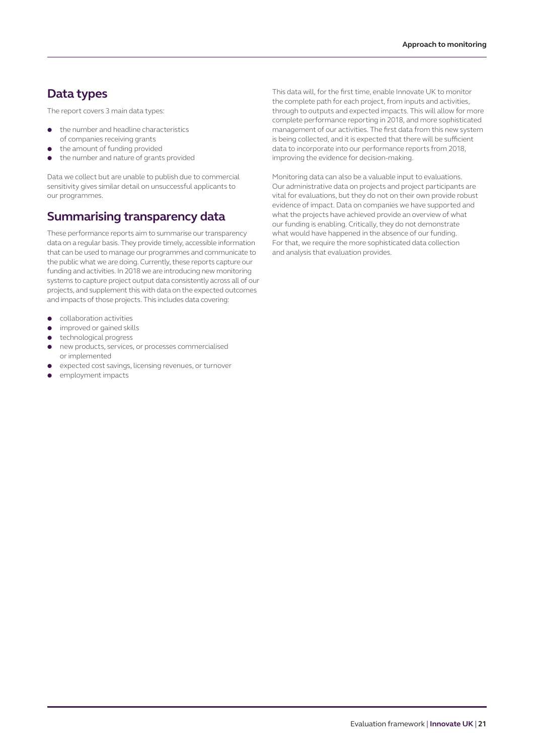## Data types

The report covers 3 main data types:

- the number and headline characteristics of companies receiving grants
- the amount of funding provided
- the number and nature of grants provided

Data we collect but are unable to publish due to commercial sensitivity gives similar detail on unsuccessful applicants to our programmes.

## Summarising transparency data

These performance reports aim to summarise our transparency data on a regular basis. They provide timely, accessible information that can be used to manage our programmes and communicate to the public what we are doing. Currently, these reports capture our funding and activities. In 2018 we are introducing new monitoring systems to capture project output data consistently across all of our projects, and supplement this with data on the expected outcomes and impacts of those projects. This includes data covering:

- collaboration activities
- improved or gained skills
- technological progress
- new products, services, or processes commercialised or implemented
- expected cost savings, licensing revenues, or turnover
- employment impacts

This data will, for the first time, enable Innovate UK to monitor the complete path for each project, from inputs and activities, through to outputs and expected impacts. This will allow for more complete performance reporting in 2018, and more sophisticated management of our activities. The first data from this new system is being collected, and it is expected that there will be sufficient data to incorporate into our performance reports from 2018, improving the evidence for decision-making.

Monitoring data can also be a valuable input to evaluations. Our administrative data on projects and project participants are vital for evaluations, but they do not on their own provide robust evidence of impact. Data on companies we have supported and what the projects have achieved provide an overview of what our funding is enabling. Critically, they do not demonstrate what would have happened in the absence of our funding. For that, we require the more sophisticated data collection and analysis that evaluation provides.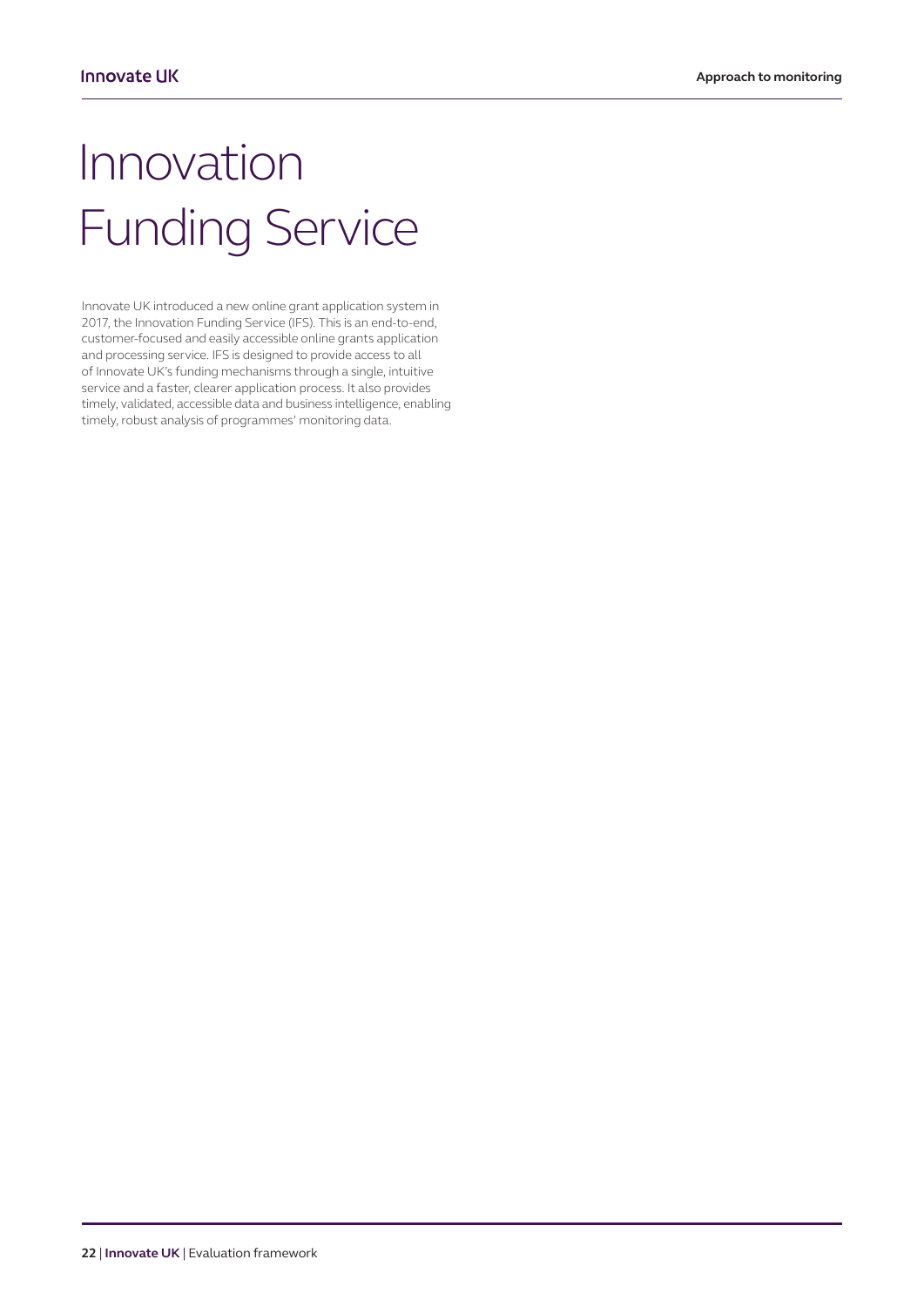# Innovation Funding Service

Innovate UK introduced a new online grant application system in 2017, the Innovation Funding Service (IFS). This is an end-to-end, customer-focused and easily accessible online grants application and processing service. IFS is designed to provide access to all of Innovate UK's funding mechanisms through a single, intuitive service and a faster, clearer application process. It also provides timely, validated, accessible data and business intelligence, enabling timely, robust analysis of programmes' monitoring data.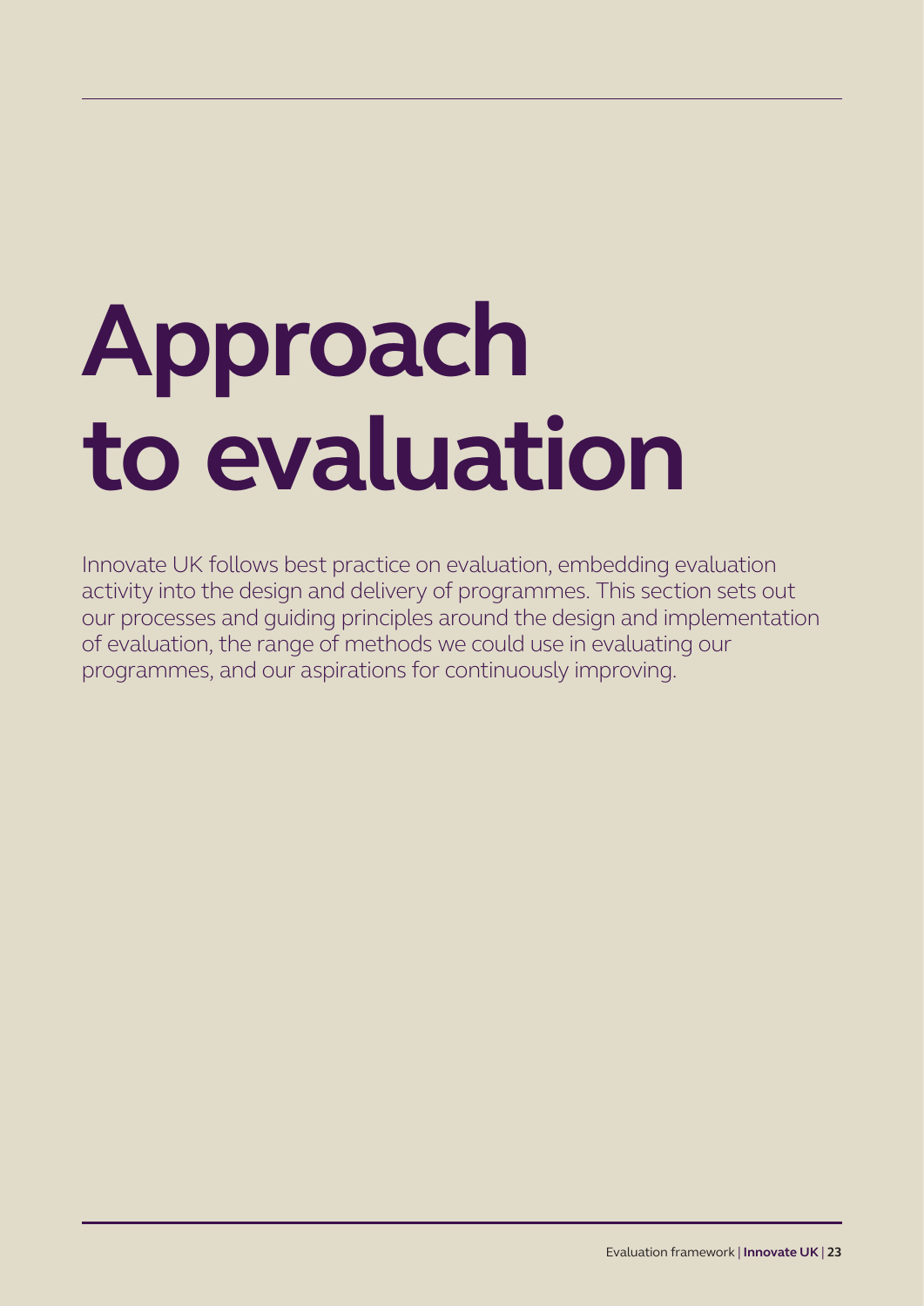# Approach to evaluation

Innovate UK follows best practice on evaluation, embedding evaluation activity into the design and delivery of programmes. This section sets out our processes and guiding principles around the design and implementation of evaluation, the range of methods we could use in evaluating our programmes, and our aspirations for continuously improving.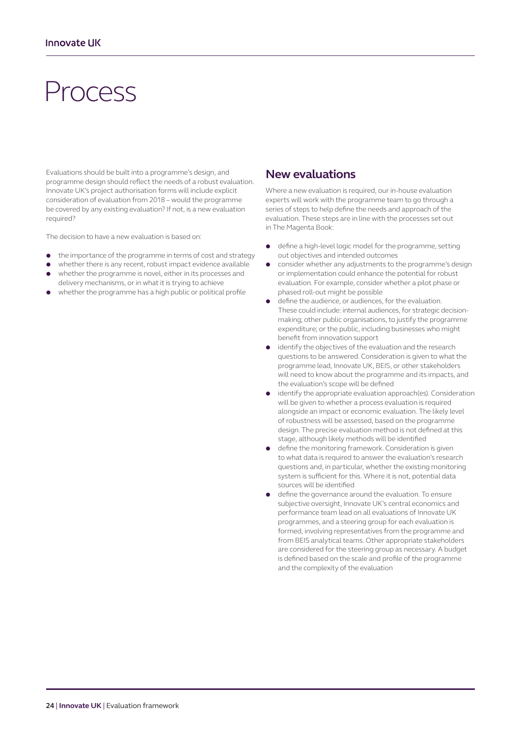# Process

Evaluations should be built into a programme's design, and programme design should reflect the needs of a robust evaluation. Innovate UK's project authorisation forms will include explicit consideration of evaluation from 2018 – would the programme be covered by any existing evaluation? If not, is a new evaluation required?

The decision to have a new evaluation is based on:

- the importance of the programme in terms of cost and strategy
- whether there is any recent, robust impact evidence available
- whether the programme is novel, either in its processes and delivery mechanisms, or in what it is trying to achieve
- whether the programme has a high public or political profile

## New evaluations

Where a new evaluation is required, our in-house evaluation experts will work with the programme team to go through a series of steps to help define the needs and approach of the evaluation. These steps are in line with the processes set out in The Magenta Book:

- define a high-level logic model for the programme, setting out objectives and intended outcomes
- consider whether any adjustments to the programme's design or implementation could enhance the potential for robust evaluation. For example, consider whether a pilot phase or phased roll-out might be possible
- define the audience, or audiences, for the evaluation. These could include: internal audiences, for strategic decision-making; other public organisations, to justify the programme expenditure; or the public, including businesses who might benefit from innovation support
- identify the objectives of the evaluation and the research questions to be answered. Consideration is given to what the programme lead, Innovate UK, BEIS, or other stakeholders will need to know about the programme and its impacts, and the evaluation's scope will be defined
- identify the appropriate evaluation approach(es). Consideration will be given to whether a process evaluation is required alongside an impact or economic evaluation. The likely level of robustness will be assessed, based on the programme design. The precise evaluation method is not defined at this stage, although likely methods will be identified
- define the monitoring framework. Consideration is given to what data is required to answer the evaluation's research questions and, in particular, whether the existing monitoring system is sufficient for this. Where it is not, potential data sources will be identified
- define the governance around the evaluation. To ensure subjective oversight, Innovate UK's central economics and performance team lead on all evaluations of Innovate UK programmes, and a steering group for each evaluation is formed, involving representatives from the programme and from BEIS analytical teams. Other appropriate stakeholders are considered for the steering group as necessary. A budget is defined based on the scale and profile of the programme and the complexity of the evaluation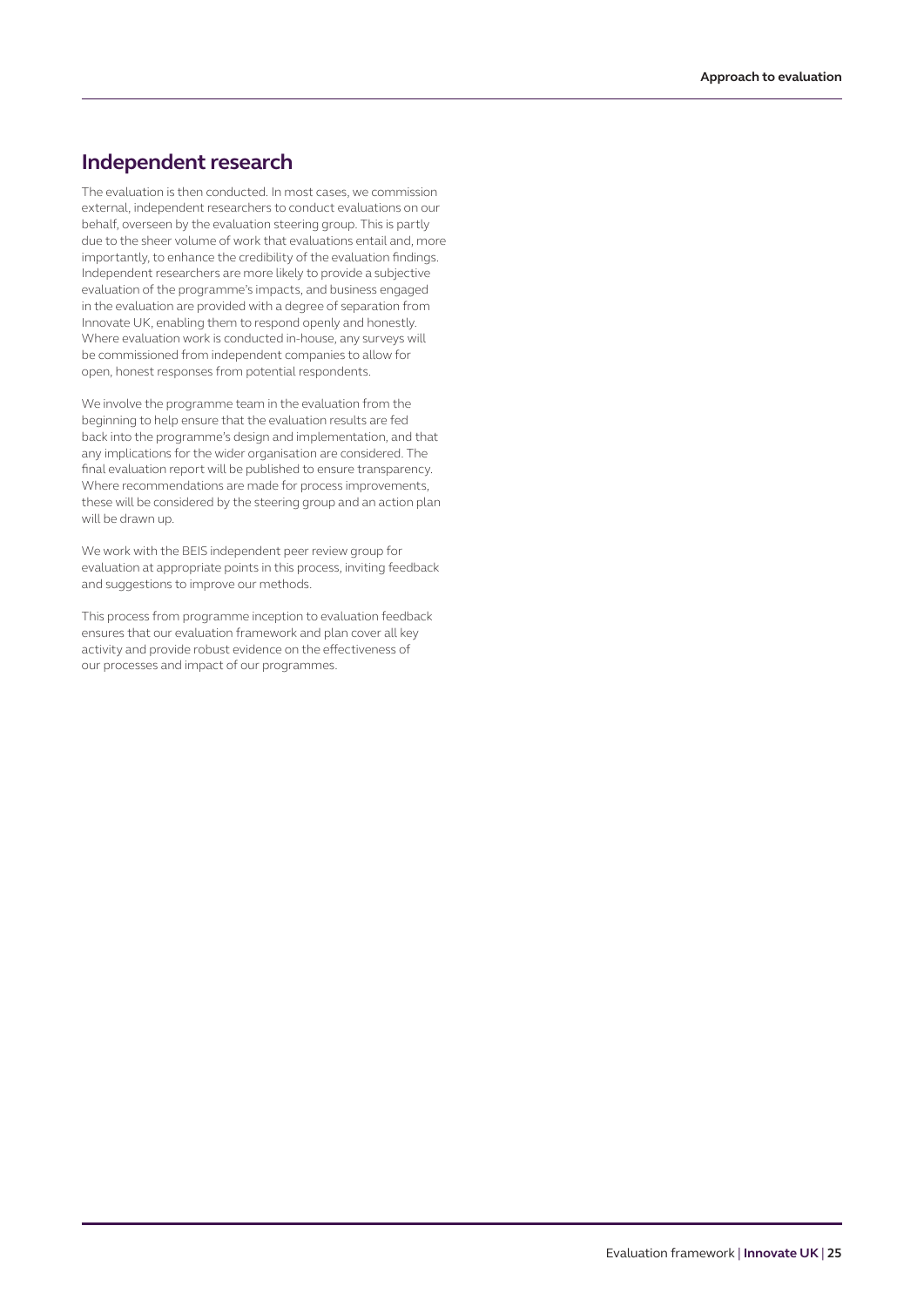## Independent research

The evaluation is then conducted. In most cases, we commission external, independent researchers to conduct evaluations on our behalf, overseen by the evaluation steering group. This is partly due to the sheer volume of work that evaluations entail and, more importantly, to enhance the credibility of the evaluation findings. Independent researchers are more likely to provide a subjective evaluation of the programme's impacts, and business engaged in the evaluation are provided with a degree of separation from Innovate UK, enabling them to respond openly and honestly. Where evaluation work is conducted in-house, any surveys will be commissioned from independent companies to allow for open, honest responses from potential respondents.

We involve the programme team in the evaluation from the beginning to help ensure that the evaluation results are fed back into the programme's design and implementation, and that any implications for the wider organisation are considered. The final evaluation report will be published to ensure transparency. Where recommendations are made for process improvements, these will be considered by the steering group and an action plan will be drawn up.

We work with the BEIS independent peer review group for evaluation at appropriate points in this process, inviting feedback and suggestions to improve our methods.

This process from programme inception to evaluation feedback ensures that our evaluation framework and plan cover all key activity and provide robust evidence on the effectiveness of our processes and impact of our programmes.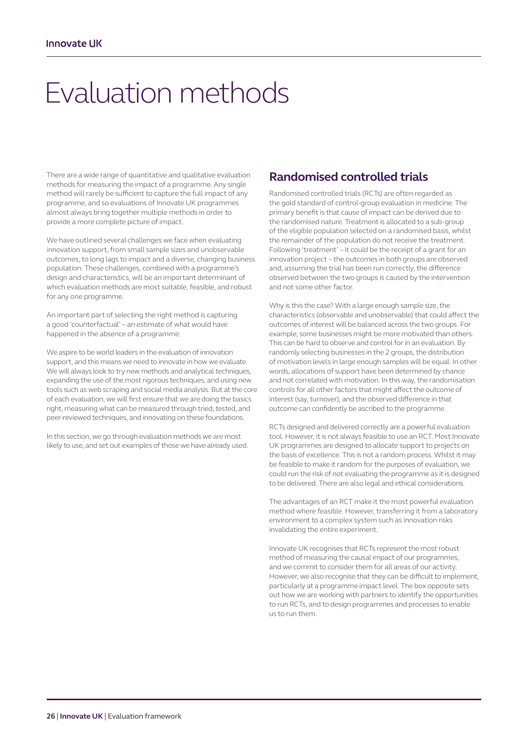# Evaluation methods

There are a wide range of quantitative and qualitative evaluation methods for measuring the impact of a programme. Any single method will rarely be sufficient to capture the full impact of any programme, and so evaluations of Innovate UK programmes almost always bring together multiple methods in order to provide a more complete picture of impact.

We have outlined several challenges we face when evaluating innovation support, from small sample sizes and unobservable outcomes, to long lags to impact and a diverse, changing business population. These challenges, combined with a programme's design and characteristics, will be an important determinant of which evaluation methods are most suitable, feasible, and robust for any one programme.

An important part of selecting the right method is capturing a good 'counterfactual' – an estimate of what would have happened in the absence of a programme.

We aspire to be world leaders in the evaluation of innovation support, and this means we need to innovate in how we evaluate. We will always look to try new methods and analytical techniques, expanding the use of the most rigorous techniques, and using new tools such as web scraping and social media analysis. But at the core of each evaluation, we will first ensure that we are doing the basics right, measuring what can be measured through tried, tested, and peer-reviewed techniques, and innovating on these foundations.

In this section, we go through evaluation methods we are most likely to use, and set out examples of those we have already used.

## Randomised controlled trials

Randomised controlled trials (RCTs) are often regarded as the gold standard of control-group evaluation in medicine. The primary benefit is that cause of impact can be derived due to the randomised nature. Treatment is allocated to a sub-group of the eligible population selected on a randomised basis, whilst the remainder of the population do not receive the treatment. Following 'treatment' – it could be the receipt of a grant for an innovation project – the outcomes in both groups are observed and, assuming the trial has been run correctly, the difference observed between the two groups is caused by the intervention and not some other factor.

Why is this the case? With a large enough sample size, the characteristics (observable and unobservable) that could affect the outcomes of interest will be balanced across the two groups. For example, some businesses might be more motivated than others. This can be hard to observe and control for in an evaluation. By randomly selecting businesses in the 2 groups, the distribution of motivation levels in large enough samples will be equal. In other words, allocations of support have been determined by chance and not correlated with motivation. In this way, the randomisation controls for all other factors that might affect the outcome of interest (say, turnover), and the observed difference in that outcome can confidently be ascribed to the programme.

RCTs designed and delivered correctly are a powerful evaluation tool. However, it is not always feasible to use an RCT. Most Innovate UK programmes are designed to allocate support to projects on the basis of excellence. This is not a random process. Whilst it may be feasible to make it random for the purposes of evaluation, we could run the risk of not evaluating the programme as it is designed to be delivered. There are also legal and ethical considerations.

The advantages of an RCT make it the most powerful evaluation method where feasible. However, transferring it from a laboratory environment to a complex system such as innovation risks invalidating the entire experiment.

Innovate UK recognises that RCTs represent the most robust method of measuring the causal impact of our programmes, and we commit to consider them for all areas of our activity. However, we also recognise that they can be difficult to implement, particularly at a programme impact level. The box opposite sets out how we are working with partners to identify the opportunities to run RCTs, and to design programmes and processes to enable us to run them.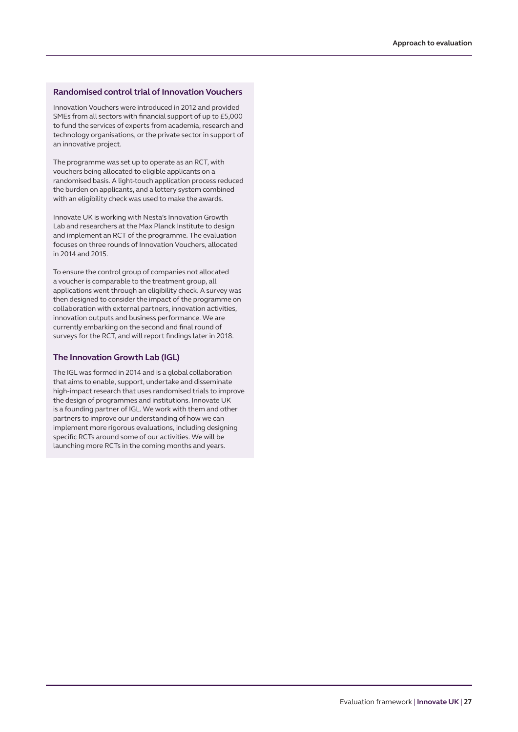### Randomised control trial of Innovation Vouchers

Innovation Vouchers were introduced in 2012 and provided SMEs from all sectors with financial support of up to £5,000 to fund the services of experts from academia, research and technology organisations, or the private sector in support of an innovative project.

The programme was set up to operate as an RCT, with vouchers being allocated to eligible applicants on a randomised basis. A light-touch application process reduced the burden on applicants, and a lottery system combined with an eligibility check was used to make the awards.

Innovate UK is working with Nesta's Innovation Growth Lab and researchers at the Max Planck Institute to design and implement an RCT of the programme. The evaluation focuses on three rounds of Innovation Vouchers, allocated in 2014 and 2015.

To ensure the control group of companies not allocated a voucher is comparable to the treatment group, all applications went through an eligibility check. A survey was then designed to consider the impact of the programme on collaboration with external partners, innovation activities, innovation outputs and business performance. We are currently embarking on the second and final round of surveys for the RCT, and will report findings later in 2018.

### The Innovation Growth Lab (IGL)

The IGL was formed in 2014 and is a global collaboration that aims to enable, support, undertake and disseminate high-impact research that uses randomised trials to improve the design of programmes and institutions. Innovate UK is a founding partner of IGL. We work with them and other partners to improve our understanding of how we can implement more rigorous evaluations, including designing specific RCTs around some of our activities. We will be launching more RCTs in the coming months and years.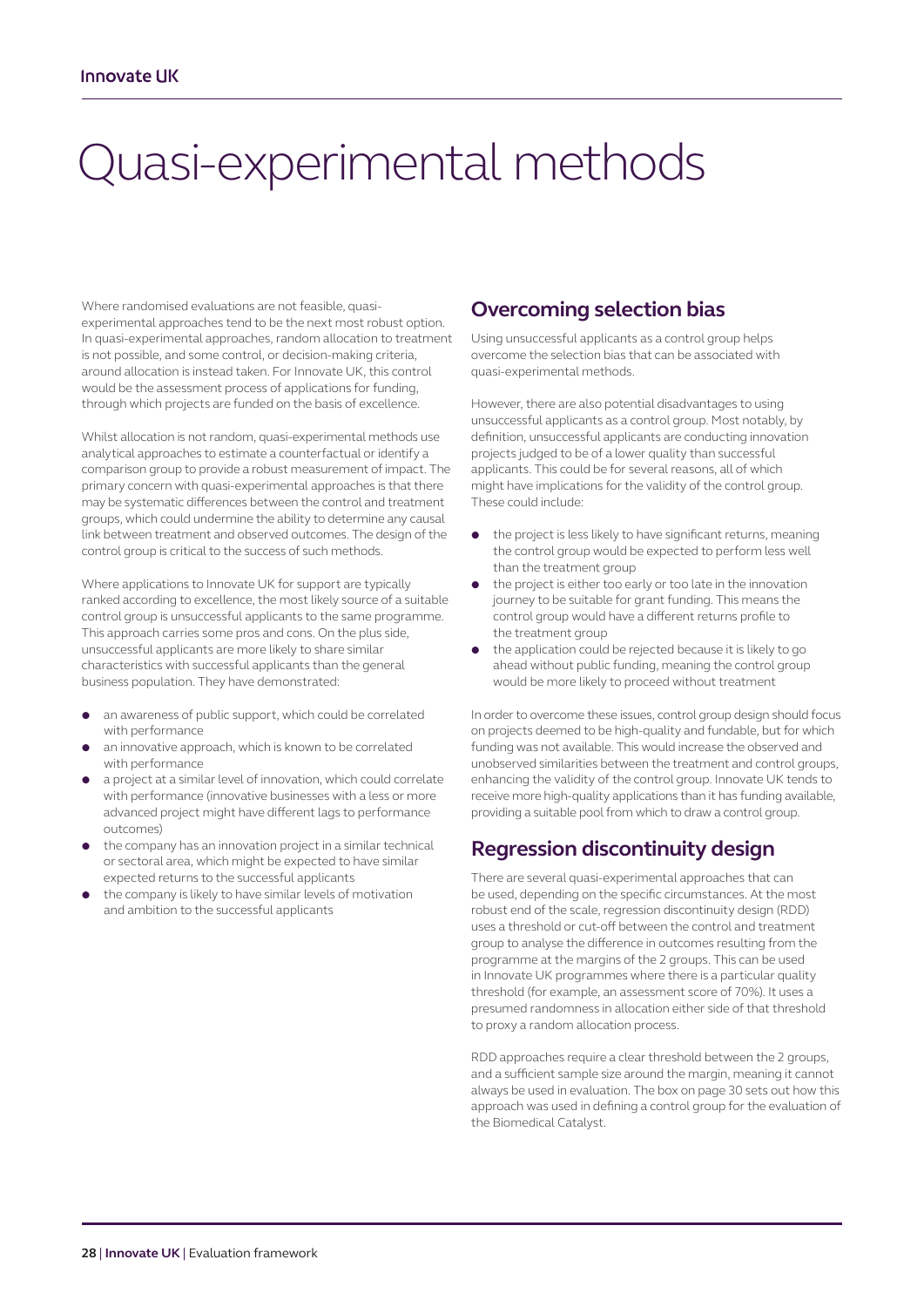# Quasi-experimental methods

Where randomised evaluations are not feasible, quasi-experimental approaches tend to be the next most robust option. In quasi-experimental approaches, random allocation to treatment is not possible, and some control, or decision-making criteria, around allocation is instead taken. For Innovate UK, this control would be the assessment process of applications for funding, through which projects are funded on the basis of excellence.

Whilst allocation is not random, quasi-experimental methods use analytical approaches to estimate a counterfactual or identify a comparison group to provide a robust measurement of impact. The primary concern with quasi-experimental approaches is that there may be systematic differences between the control and treatment groups, which could undermine the ability to determine any causal link between treatment and observed outcomes. The design of the control group is critical to the success of such methods.

Where applications to Innovate UK for support are typically ranked according to excellence, the most likely source of a suitable control group is unsuccessful applicants to the same programme. This approach carries some pros and cons. On the plus side, unsuccessful applicants are more likely to share similar characteristics with successful applicants than the general business population. They have demonstrated:

- an awareness of public support, which could be correlated with performance
- an innovative approach, which is known to be correlated with performance
- a project at a similar level of innovation, which could correlate with performance (innovative businesses with a less or more advanced project might have different lags to performance outcomes)
- the company has an innovation project in a similar technical or sectoral area, which might be expected to have similar expected returns to the successful applicants
- the company is likely to have similar levels of motivation and ambition to the successful applicants

## Overcoming selection bias

Using unsuccessful applicants as a control group helps overcome the selection bias that can be associated with quasi-experimental methods.

However, there are also potential disadvantages to using unsuccessful applicants as a control group. Most notably, by definition, unsuccessful applicants are conducting innovation projects judged to be of a lower quality than successful applicants. This could be for several reasons, all of which might have implications for the validity of the control group. These could include:

- the project is less likely to have significant returns, meaning the control group would be expected to perform less well than the treatment group
- the project is either too early or too late in the innovation journey to be suitable for grant funding. This means the control group would have a different returns profile to the treatment group
- the application could be rejected because it is likely to go ahead without public funding, meaning the control group would be more likely to proceed without treatment

In order to overcome these issues, control group design should focus on projects deemed to be high-quality and fundable, but for which funding was not available. This would increase the observed and unobserved similarities between the treatment and control groups, enhancing the validity of the control group. Innovate UK tends to receive more high-quality applications than it has funding available, providing a suitable pool from which to draw a control group.

## Regression discontinuity design

There are several quasi-experimental approaches that can be used, depending on the specific circumstances. At the most robust end of the scale, regression discontinuity design (RDD) uses a threshold or cut-off between the control and treatment group to analyse the difference in outcomes resulting from the programme at the margins of the 2 groups. This can be used in Innovate UK programmes where there is a particular quality threshold (for example, an assessment score of 70%). It uses a presumed randomness in allocation either side of that threshold to proxy a random allocation process.

RDD approaches require a clear threshold between the 2 groups, and a sufficient sample size around the margin, meaning it cannot always be used in evaluation. The box on page 30 sets out how this approach was used in defining a control group for the evaluation of the Biomedical Catalyst.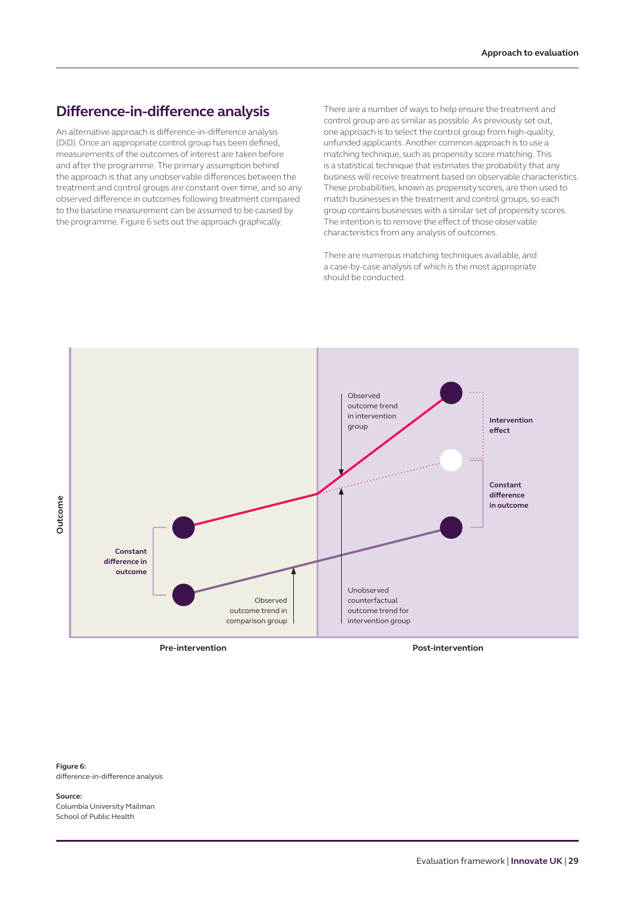## Difference-in-difference analysis

An alternative approach is difference-in-difference analysis (DiD). Once an appropriate control group has been defined, measurements of the outcomes of interest are taken before and after the programme. The primary assumption behind the approach is that any unobservable differences between the treatment and control groups are constant over time, and so any observed difference in outcomes following treatment compared to the baseline measurement can be assumed to be caused by the programme. Figure 6 sets out the approach graphically.

There are a number of ways to help ensure the treatment and control group are as similar as possible. As previously set out, one approach is to select the control group from high-quality, unfunded applicants. Another common approach is to use a matching technique, such as propensity score matching. This is a statistical technique that estimates the probability that any business will receive treatment based on observable characteristics. These probabilities, known as propensity scores, are then used to match businesses in the treatment and control groups, so each group contains businesses with a similar set of propensity scores. The intention is to remove the effect of those observable characteristics from any analysis of outcomes.

There are numerous matching techniques available, and a case-by-case analysis of which is the most appropriate should be conducted.

**Figure 6:**
difference-in-difference analysis

**Source:**
Columbia University Mailman School of Public Health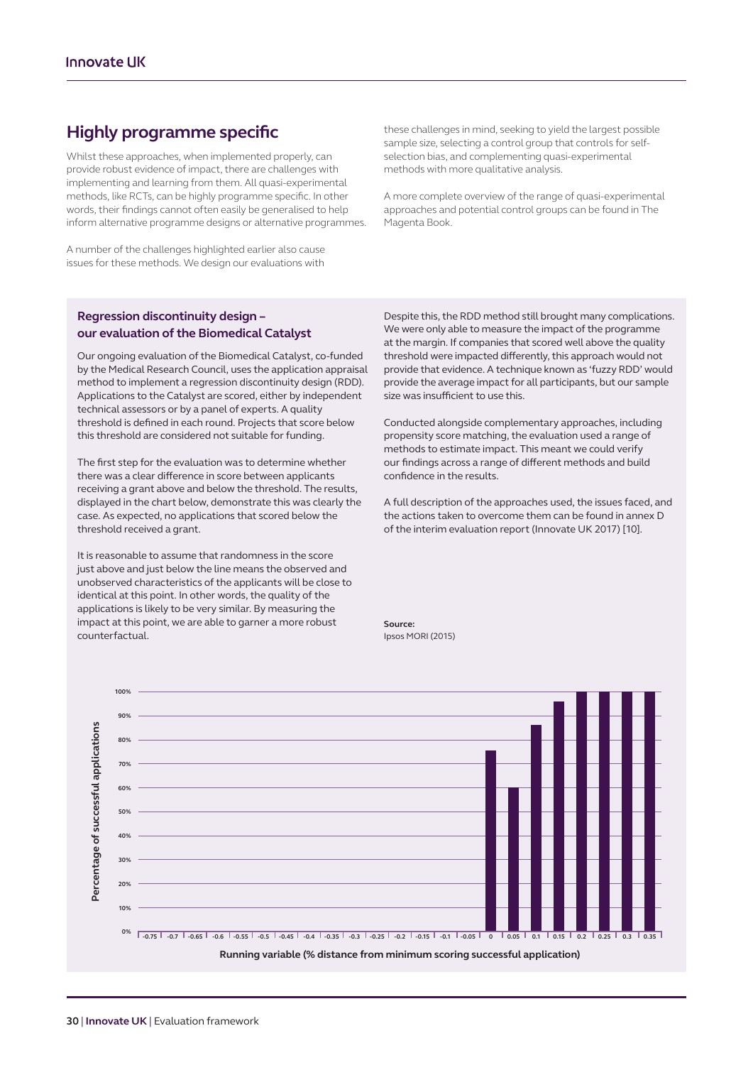## Highly programme specific

Whilst these approaches, when implemented properly, can provide robust evidence of impact, there are challenges with implementing and learning from them. All quasi-experimental methods, like RCTs, can be highly programme specific. In other words, their findings cannot often easily be generalised to help inform alternative programme designs or alternative programmes.

A number of the challenges highlighted earlier also cause issues for these methods. We design our evaluations with these challenges in mind, seeking to yield the largest possible sample size, selecting a control group that controls for self-selection bias, and complementing quasi-experimental methods with more qualitative analysis.

A more complete overview of the range of quasi-experimental approaches and potential control groups can be found in The Magenta Book.

### Regression discontinuity design – our evaluation of the Biomedical Catalyst

Our ongoing evaluation of the Biomedical Catalyst, co-funded by the Medical Research Council, uses the application appraisal method to implement a regression discontinuity design (RDD). Applications to the Catalyst are scored, either by independent technical assessors or by a panel of experts. A quality threshold is defined in each round. Projects that score below this threshold are considered not suitable for funding.

The first step for the evaluation was to determine whether there was a clear difference in score between applicants receiving a grant above and below the threshold. The results, displayed in the chart below, demonstrate this was clearly the case. As expected, no applications that scored below the threshold received a grant.

It is reasonable to assume that randomness in the score just above and just below the line means the observed and unobserved characteristics of the applicants will be close to identical at this point. In other words, the quality of the applications is likely to be very similar. By measuring the impact at this point, we are able to garner a more robust counterfactual.

Despite this, the RDD method still brought many complications. We were only able to measure the impact of the programme at the margin. If companies that scored well above the quality threshold were impacted differently, this approach would not provide that evidence. A technique known as 'fuzzy RDD' would provide the average impact for all participants, but our sample size was insufficient to use this.

Conducted alongside complementary approaches, including propensity score matching, the evaluation used a range of methods to estimate impact. This meant we could verify our findings across a range of different methods and build confidence in the results.

A full description of the approaches used, the issues faced, and the actions taken to overcome them can be found in annex D of the interim evaluation report (Innovate UK 2017) [10].

**Source:**
Ipsos MORI (2015)

Percentage of successful applications (y-axis, 0%–100%) by Running variable (% distance from minimum scoring successful application) (x-axis, -0.75 to 0.35)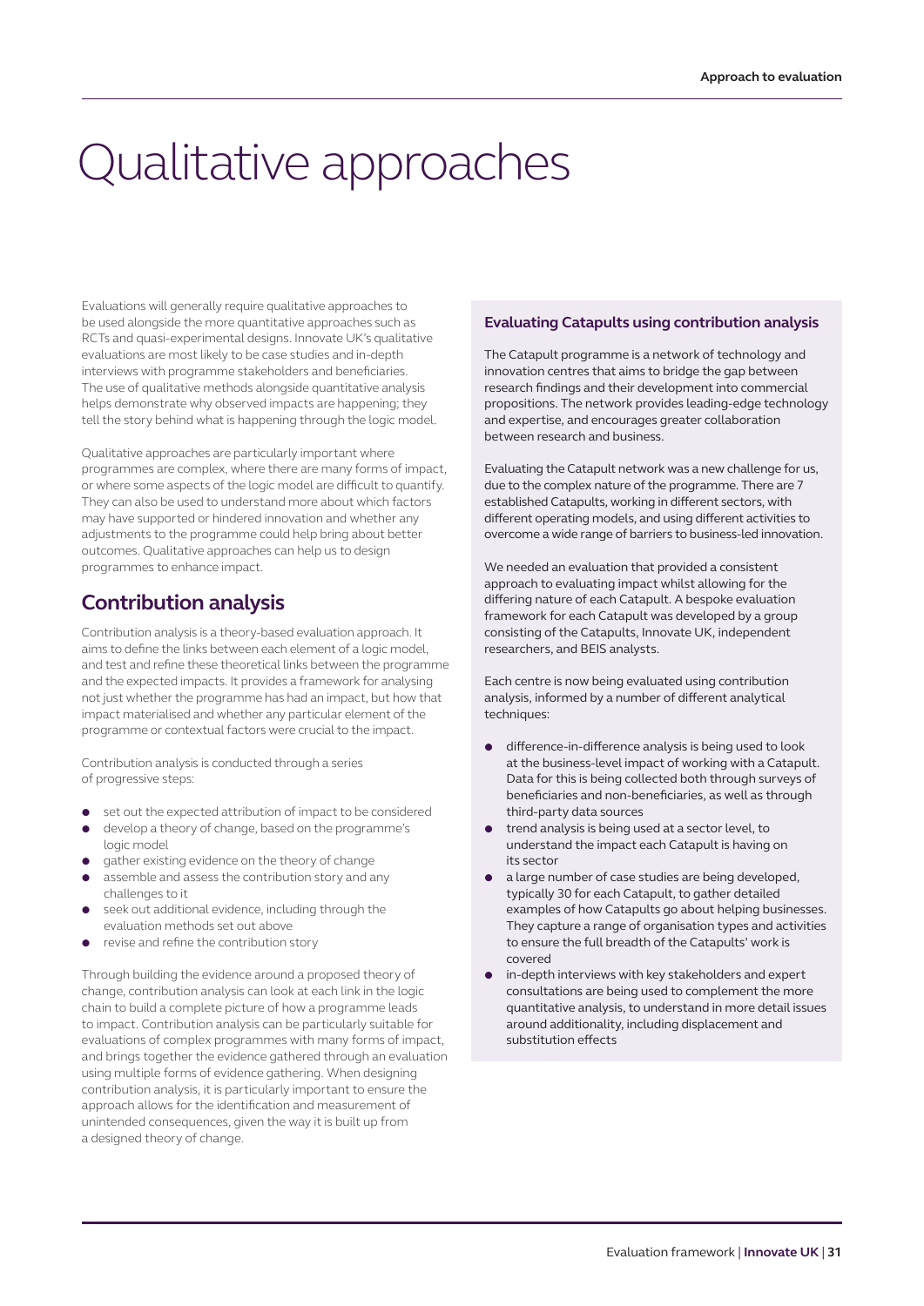// Qualitative approaches

# Qualitative approaches

Evaluations will generally require qualitative approaches to be used alongside the more quantitative approaches such as RCTs and quasi-experimental designs. Innovate UK's qualitative evaluations are most likely to be case studies and in-depth interviews with programme stakeholders and beneficiaries. The use of qualitative methods alongside quantitative analysis helps demonstrate why observed impacts are happening; they tell the story behind what is happening through the logic model.

Qualitative approaches are particularly important where programmes are complex, where there are many forms of impact, or where some aspects of the logic model are difficult to quantify. They can also be used to understand more about which factors may have supported or hindered innovation and whether any adjustments to the programme could help bring about better outcomes. Qualitative approaches can help us to design programmes to enhance impact.

## Contribution analysis

Contribution analysis is a theory-based evaluation approach. It aims to define the links between each element of a logic model, and test and refine these theoretical links between the programme and the expected impacts. It provides a framework for analysing not just whether the programme has had an impact, but how that impact materialised and whether any particular element of the programme or contextual factors were crucial to the impact.

Contribution analysis is conducted through a series of progressive steps:

- set out the expected attribution of impact to be considered
- develop a theory of change, based on the programme's logic model
- gather existing evidence on the theory of change
- assemble and assess the contribution story and any challenges to it
- seek out additional evidence, including through the evaluation methods set out above
- revise and refine the contribution story

Through building the evidence around a proposed theory of change, contribution analysis can look at each link in the logic chain to build a complete picture of how a programme leads to impact. Contribution analysis can be particularly suitable for evaluations of complex programmes with many forms of impact, and brings together the evidence gathered through an evaluation using multiple forms of evidence gathering. When designing contribution analysis, it is particularly important to ensure the approach allows for the identification and measurement of unintended consequences, given the way it is built up from a designed theory of change.

### Evaluating Catapults using contribution analysis

The Catapult programme is a network of technology and innovation centres that aims to bridge the gap between research findings and their development into commercial propositions. The network provides leading-edge technology and expertise, and encourages greater collaboration between research and business.

Evaluating the Catapult network was a new challenge for us, due to the complex nature of the programme. There are 7 established Catapults, working in different sectors, with different operating models, and using different activities to overcome a wide range of barriers to business-led innovation.

We needed an evaluation that provided a consistent approach to evaluating impact whilst allowing for the differing nature of each Catapult. A bespoke evaluation framework for each Catapult was developed by a group consisting of the Catapults, Innovate UK, independent researchers, and BEIS analysts.

Each centre is now being evaluated using contribution analysis, informed by a number of different analytical techniques:

- difference-in-difference analysis is being used to look at the business-level impact of working with a Catapult. Data for this is being collected both through surveys of beneficiaries and non-beneficiaries, as well as through third-party data sources
- trend analysis is being used at a sector level, to understand the impact each Catapult is having on its sector
- a large number of case studies are being developed, typically 30 for each Catapult, to gather detailed examples of how Catapults go about helping businesses. They capture a range of organisation types and activities to ensure the full breadth of the Catapults' work is covered
- in-depth interviews with key stakeholders and expert consultations are being used to complement the more quantitative analysis, to understand in more detail issues around additionality, including displacement and substitution effects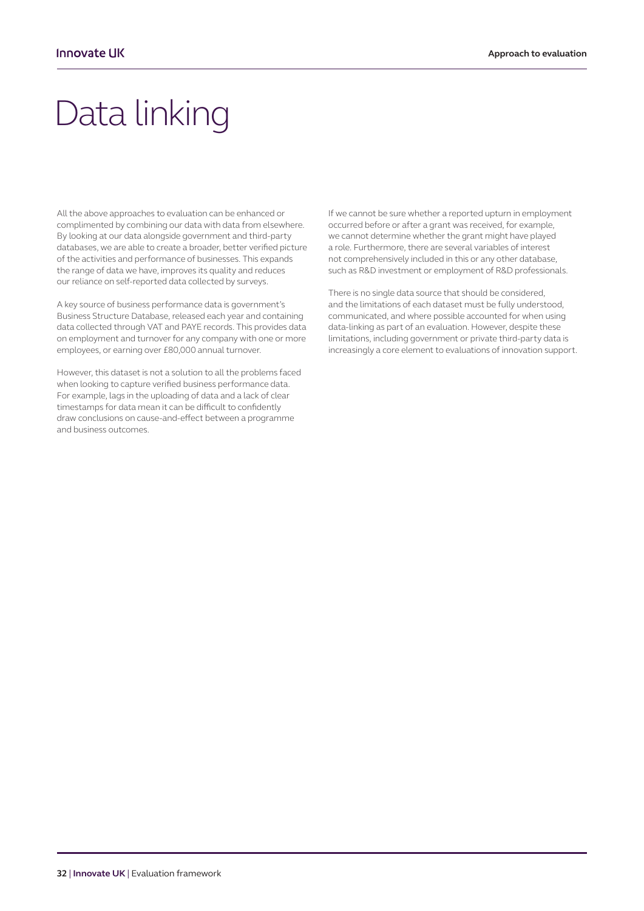# Data linking

All the above approaches to evaluation can be enhanced or complimented by combining our data with data from elsewhere. By looking at our data alongside government and third-party databases, we are able to create a broader, better verified picture of the activities and performance of businesses. This expands the range of data we have, improves its quality and reduces our reliance on self-reported data collected by surveys.

A key source of business performance data is government's Business Structure Database, released each year and containing data collected through VAT and PAYE records. This provides data on employment and turnover for any company with one or more employees, or earning over £80,000 annual turnover.

However, this dataset is not a solution to all the problems faced when looking to capture verified business performance data. For example, lags in the uploading of data and a lack of clear timestamps for data mean it can be difficult to confidently draw conclusions on cause-and-effect between a programme and business outcomes.

If we cannot be sure whether a reported upturn in employment occurred before or after a grant was received, for example, we cannot determine whether the grant might have played a role. Furthermore, there are several variables of interest not comprehensively included in this or any other database, such as R&D investment or employment of R&D professionals.

There is no single data source that should be considered, and the limitations of each dataset must be fully understood, communicated, and where possible accounted for when using data-linking as part of an evaluation. However, despite these limitations, including government or private third-party data is increasingly a core element to evaluations of innovation support.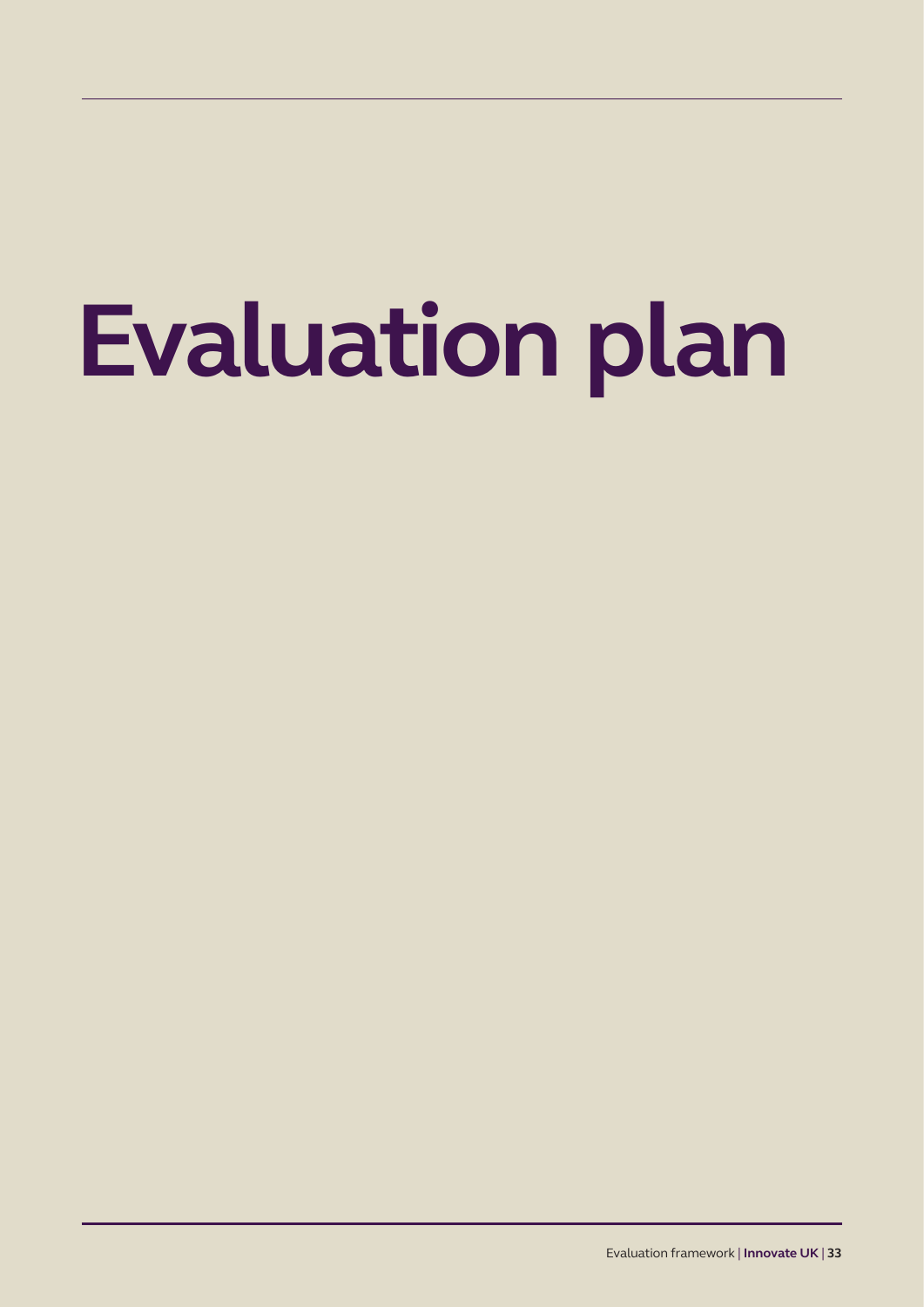# Evaluation plan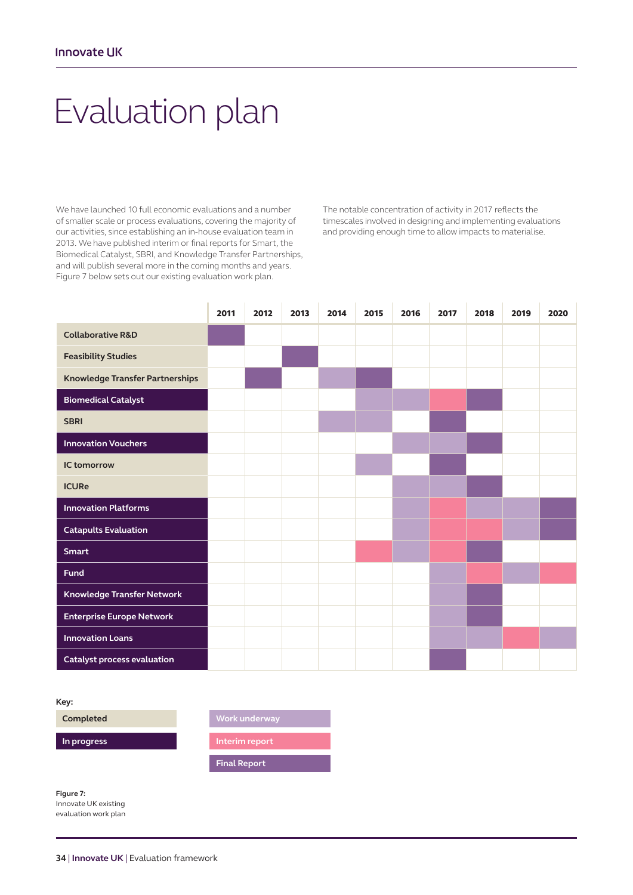# Evaluation plan

We have launched 10 full economic evaluations and a number of smaller scale or process evaluations, covering the majority of our activities, since establishing an in-house evaluation team in 2013. We have published interim or final reports for Smart, the Biomedical Catalyst, SBRI, and Knowledge Transfer Partnerships, and will publish several more in the coming months and years. Figure 7 below sets out our existing evaluation work plan.

The notable concentration of activity in 2017 reflects the timescales involved in designing and implementing evaluations and providing enough time to allow impacts to materialise.

| | 2011 | 2012 | 2013 | 2014 | 2015 | 2016 | 2017 | 2018 | 2019 | 2020 |
|---|---|---|---|---|---|---|---|---|---|---|
| Collaborative R&D (Completed) | Final Report | | | | | | | | | |
| Feasibility Studies (Completed) | | | Final Report | | | | | | | |
| Knowledge Transfer Partnerships (Completed) | | Final Report | | Work underway | Final Report | | | | | |
| Biomedical Catalyst (In progress) | | | | | Work underway | Work underway | Interim report | Final Report | | |
| SBRI (Completed) | | | | Work underway | Work underway | | Final Report | | | |
| Innovation Vouchers (In progress) | | | | | | Work underway | Work underway | Final Report | | |
| IC tomorrow (Completed) | | | | | Work underway | | Final Report | | | |
| ICURe (Completed) | | | | | | Work underway | Work underway | Final Report | | |
| Innovation Platforms (In progress) | | | | | | Work underway | Interim report | Work underway | Work underway | Final Report |
| Catapults Evaluation (In progress) | | | | | | Work underway | Interim report | Interim report | Work underway | Final Report |
| Smart (In progress) | | | | | Interim report | Work underway | Interim report | Final Report | | |
| Fund (In progress) | | | | | | | Work underway | Interim report | Work underway | Interim report |
| Knowledge Transfer Network (In progress) | | | | | | | Work underway | Final Report | | |
| Enterprise Europe Network (In progress) | | | | | | | Work underway | Final Report | | |
| Innovation Loans (In progress) | | | | | | | Work underway | Work underway | Interim report | Work underway |
| Catalyst process evaluation (In progress) | | | | | | | Final Report | | | |

**Key:**

- Completed
- In progress
- Work underway
- Interim report
- Final Report

**Figure 7:**
Innovate UK existing evaluation work plan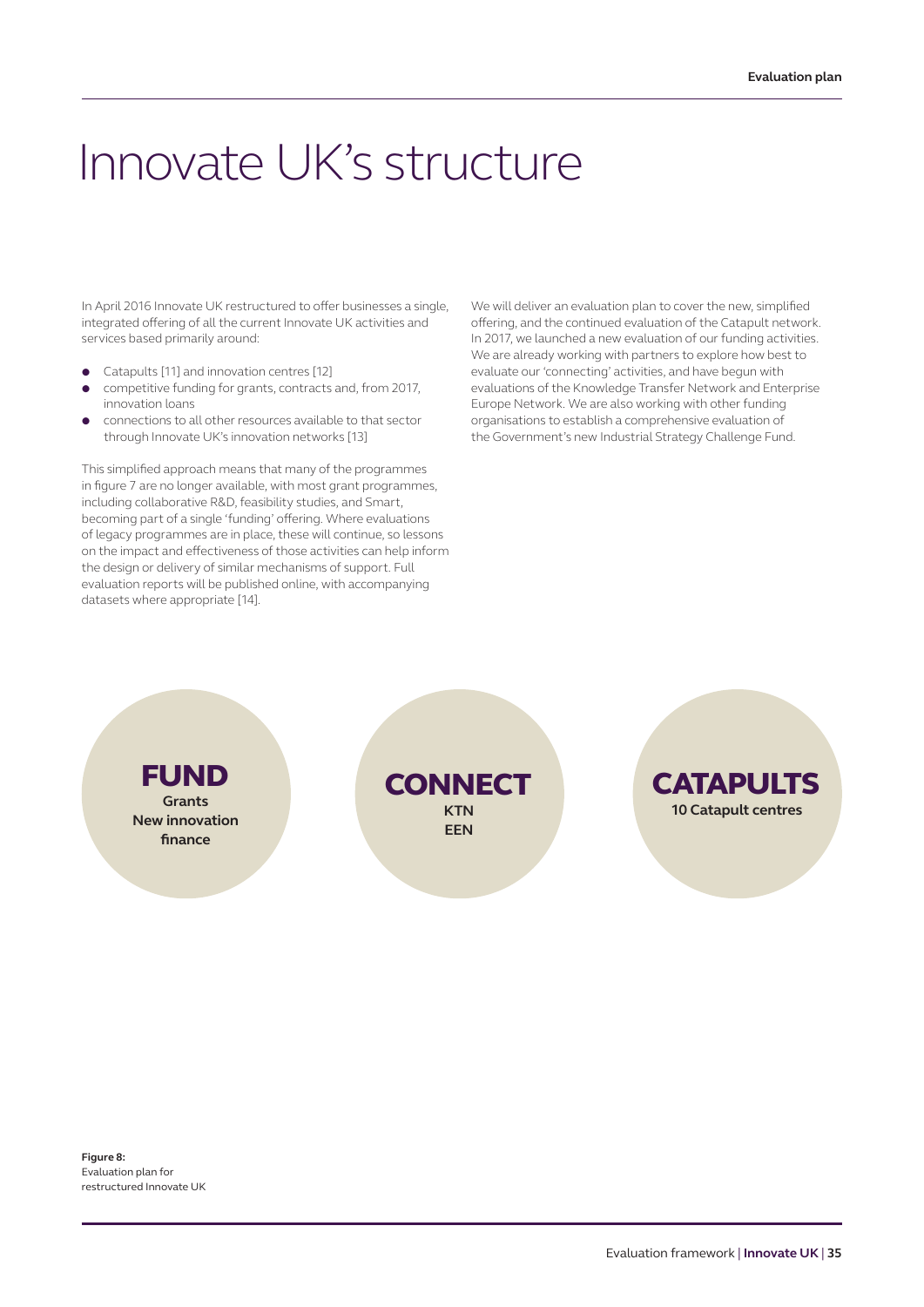# Innovate UK's structure

In April 2016 Innovate UK restructured to offer businesses a single, integrated offering of all the current Innovate UK activities and services based primarily around:

- Catapults [11] and innovation centres [12]
- competitive funding for grants, contracts and, from 2017, innovation loans
- connections to all other resources available to that sector through Innovate UK's innovation networks [13]

This simplified approach means that many of the programmes in figure 7 are no longer available, with most grant programmes, including collaborative R&D, feasibility studies, and Smart, becoming part of a single 'funding' offering. Where evaluations of legacy programmes are in place, these will continue, so lessons on the impact and effectiveness of those activities can help inform the design or delivery of similar mechanisms of support. Full evaluation reports will be published online, with accompanying datasets where appropriate [14].

We will deliver an evaluation plan to cover the new, simplified offering, and the continued evaluation of the Catapult network. In 2017, we launched a new evaluation of our funding activities. We are already working with partners to explore how best to evaluate our 'connecting' activities, and have begun with evaluations of the Knowledge Transfer Network and Enterprise Europe Network. We are also working with other funding organisations to establish a comprehensive evaluation of the Government's new Industrial Strategy Challenge Fund.

**FUND**
Grants
New innovation finance

**CONNECT**
KTN
EEN

**CATAPULTS**
10 Catapult centres

**Figure 8:**
Evaluation plan for restructured Innovate UK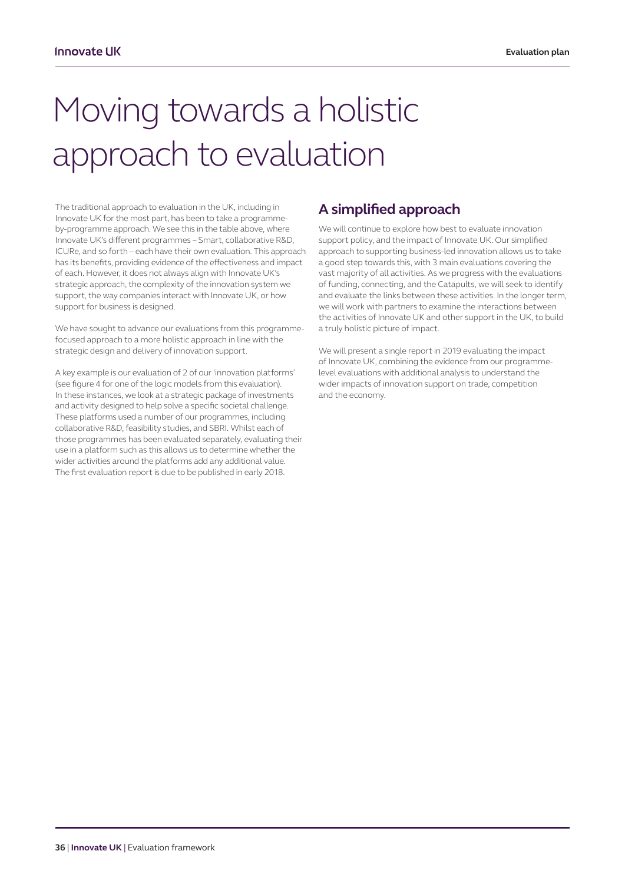# Moving towards a holistic approach to evaluation

The traditional approach to evaluation in the UK, including in Innovate UK for the most part, has been to take a programme-by-programme approach. We see this in the table above, where Innovate UK's different programmes – Smart, collaborative R&D, ICURe, and so forth – each have their own evaluation. This approach has its benefits, providing evidence of the effectiveness and impact of each. However, it does not always align with Innovate UK's strategic approach, the complexity of the innovation system we support, the way companies interact with Innovate UK, or how support for business is designed.

We have sought to advance our evaluations from this programme-focused approach to a more holistic approach in line with the strategic design and delivery of innovation support.

A key example is our evaluation of 2 of our 'innovation platforms' (see figure 4 for one of the logic models from this evaluation). In these instances, we look at a strategic package of investments and activity designed to help solve a specific societal challenge. These platforms used a number of our programmes, including collaborative R&D, feasibility studies, and SBRI. Whilst each of those programmes has been evaluated separately, evaluating their use in a platform such as this allows us to determine whether the wider activities around the platforms add any additional value. The first evaluation report is due to be published in early 2018.

## A simplified approach

We will continue to explore how best to evaluate innovation support policy, and the impact of Innovate UK. Our simplified approach to supporting business-led innovation allows us to take a good step towards this, with 3 main evaluations covering the vast majority of all activities. As we progress with the evaluations of funding, connecting, and the Catapults, we will seek to identify and evaluate the links between these activities. In the longer term, we will work with partners to examine the interactions between the activities of Innovate UK and other support in the UK, to build a truly holistic picture of impact.

We will present a single report in 2019 evaluating the impact of Innovate UK, combining the evidence from our programme-level evaluations with additional analysis to understand the wider impacts of innovation support on trade, competition and the economy.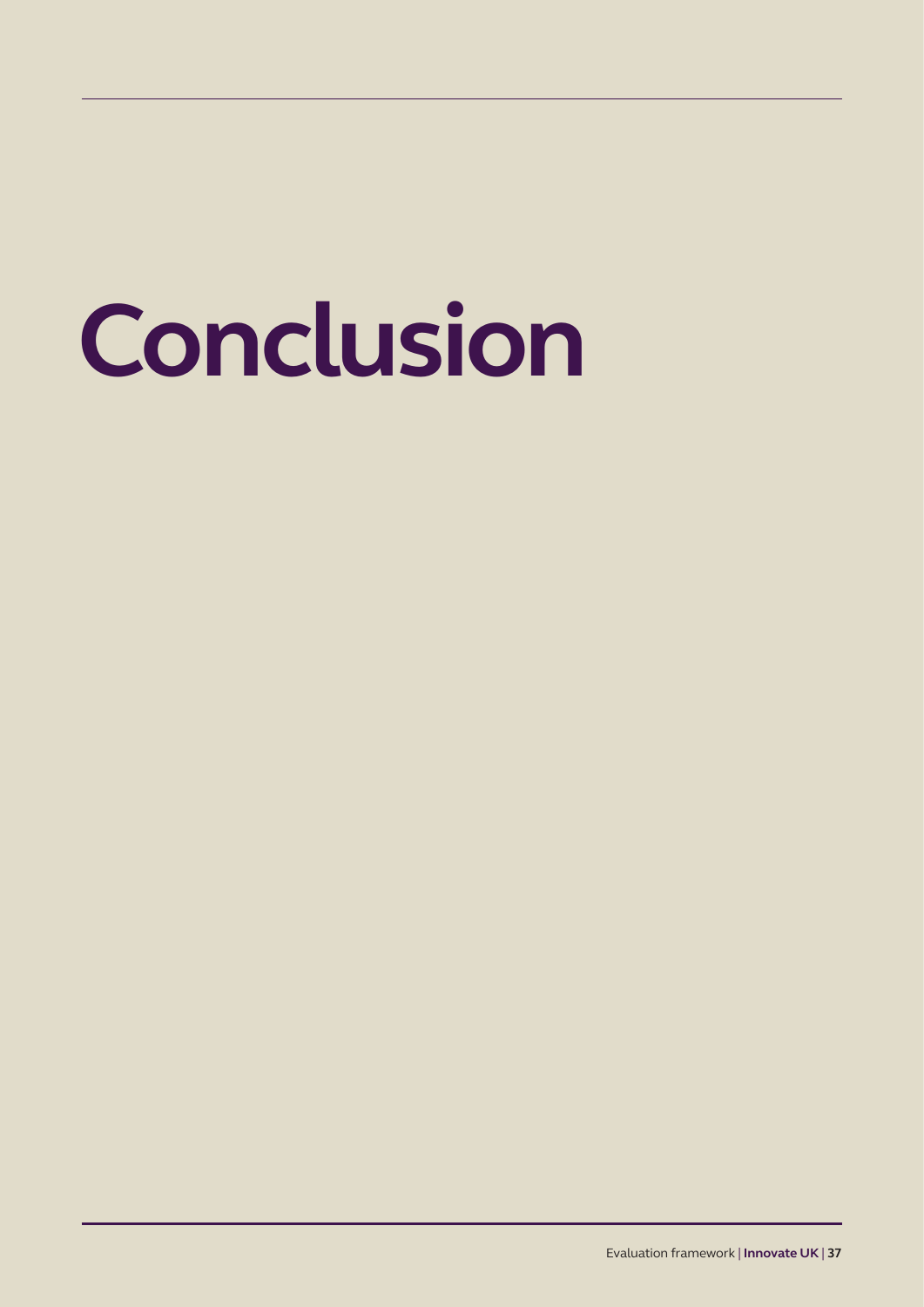# Conclusion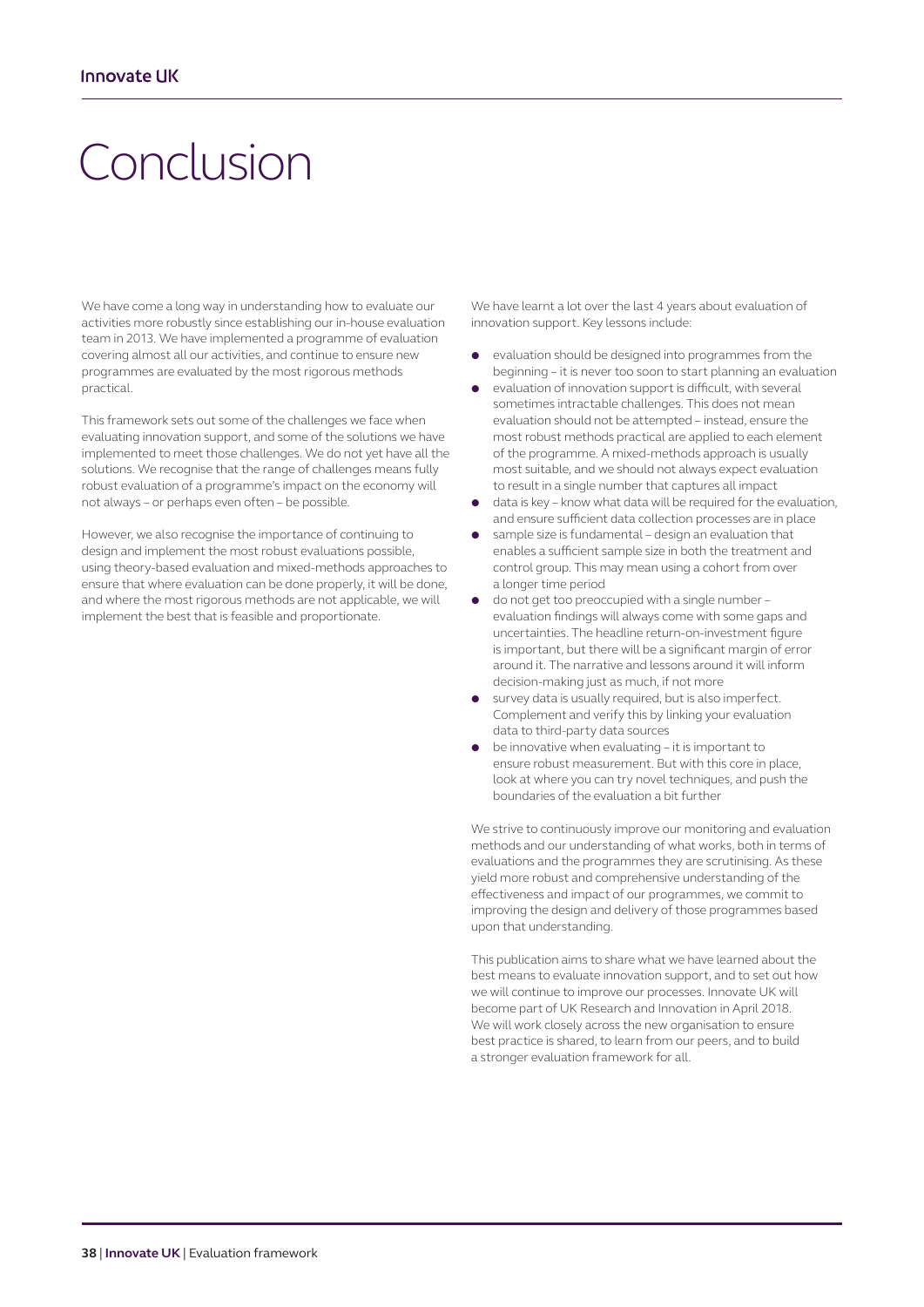# Conclusion

We have come a long way in understanding how to evaluate our activities more robustly since establishing our in-house evaluation team in 2013. We have implemented a programme of evaluation covering almost all our activities, and continue to ensure new programmes are evaluated by the most rigorous methods practical.

This framework sets out some of the challenges we face when evaluating innovation support, and some of the solutions we have implemented to meet those challenges. We do not yet have all the solutions. We recognise that the range of challenges means fully robust evaluation of a programme's impact on the economy will not always – or perhaps even often – be possible.

However, we also recognise the importance of continuing to design and implement the most robust evaluations possible, using theory-based evaluation and mixed-methods approaches to ensure that where evaluation can be done properly, it will be done, and where the most rigorous methods are not applicable, we will implement the best that is feasible and proportionate.

We have learnt a lot over the last 4 years about evaluation of innovation support. Key lessons include:

- evaluation should be designed into programmes from the beginning – it is never too soon to start planning an evaluation
- evaluation of innovation support is difficult, with several sometimes intractable challenges. This does not mean evaluation should not be attempted – instead, ensure the most robust methods practical are applied to each element of the programme. A mixed-methods approach is usually most suitable, and we should not always expect evaluation to result in a single number that captures all impact
- data is key – know what data will be required for the evaluation, and ensure sufficient data collection processes are in place
- sample size is fundamental – design an evaluation that enables a sufficient sample size in both the treatment and control group. This may mean using a cohort from over a longer time period
- do not get too preoccupied with a single number – evaluation findings will always come with some gaps and uncertainties. The headline return-on-investment figure is important, but there will be a significant margin of error around it. The narrative and lessons around it will inform decision-making just as much, if not more
- survey data is usually required, but is also imperfect. Complement and verify this by linking your evaluation data to third-party data sources
- be innovative when evaluating – it is important to ensure robust measurement. But with this core in place, look at where you can try novel techniques, and push the boundaries of the evaluation a bit further

We strive to continuously improve our monitoring and evaluation methods and our understanding of what works, both in terms of evaluations and the programmes they are scrutinising. As these yield more robust and comprehensive understanding of the effectiveness and impact of our programmes, we commit to improving the design and delivery of those programmes based upon that understanding.

This publication aims to share what we have learned about the best means to evaluate innovation support, and to set out how we will continue to improve our processes. Innovate UK will become part of UK Research and Innovation in April 2018. We will work closely across the new organisation to ensure best practice is shared, to learn from our peers, and to build a stronger evaluation framework for all.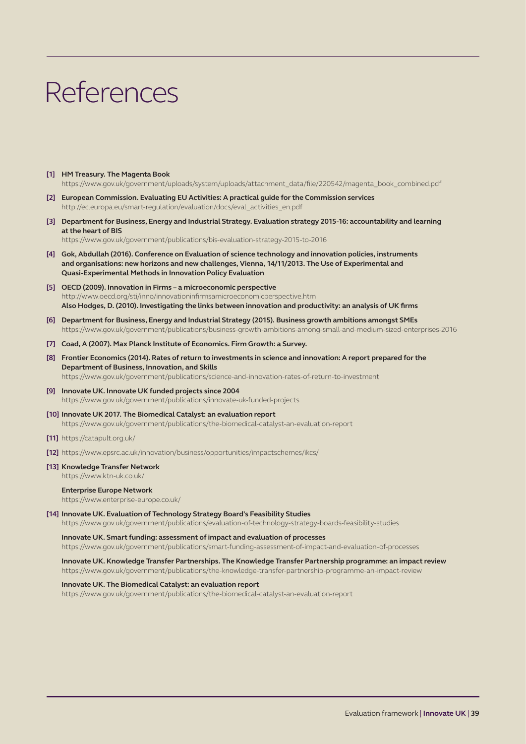# References

**[1] HM Treasury. The Magenta Book**
https://www.gov.uk/government/uploads/system/uploads/attachment_data/file/220542/magenta_book_combined.pdf

**[2] European Commission. Evaluating EU Activities: A practical guide for the Commission services**
http://ec.europa.eu/smart-regulation/evaluation/docs/eval_activities_en.pdf

**[3] Department for Business, Energy and Industrial Strategy. Evaluation strategy 2015-16: accountability and learning at the heart of BIS**
https://www.gov.uk/government/publications/bis-evaluation-strategy-2015-to-2016

**[4] Gok, Abdullah (2016). Conference on Evaluation of science technology and innovation policies, instruments and organisations: new horizons and new challenges, Vienna, 14/11/2013. The Use of Experimental and Quasi-Experimental Methods in Innovation Policy Evaluation**

**[5] OECD (2009). Innovation in Firms – a microeconomic perspective**
http://www.oecd.org/sti/inno/innovationinfirmsamicroeconomicperspective.htm
**Also Hodges, D. (2010). Investigating the links between innovation and productivity: an analysis of UK firms**

**[6] Department for Business, Energy and Industrial Strategy (2015). Business growth ambitions amongst SMEs**
https://www.gov.uk/government/publications/business-growth-ambitions-among-small-and-medium-sized-enterprises-2016

**[7] Coad, A (2007). Max Planck Institute of Economics. Firm Growth: a Survey.**

**[8] Frontier Economics (2014). Rates of return to investments in science and innovation: A report prepared for the Department of Business, Innovation, and Skills**
https://www.gov.uk/government/publications/science-and-innovation-rates-of-return-to-investment

**[9] Innovate UK. Innovate UK funded projects since 2004**
https://www.gov.uk/government/publications/innovate-uk-funded-projects

**[10] Innovate UK 2017. The Biomedical Catalyst: an evaluation report**
https://www.gov.uk/government/publications/the-biomedical-catalyst-an-evaluation-report

**[11]** https://catapult.org.uk/

**[12]** https://www.epsrc.ac.uk/innovation/business/opportunities/impactschemes/ikcs/

**[13] Knowledge Transfer Network**
https://www.ktn-uk.co.uk/

**Enterprise Europe Network**
https://www.enterprise-europe.co.uk/

**[14] Innovate UK. Evaluation of Technology Strategy Board's Feasibility Studies**
https://www.gov.uk/government/publications/evaluation-of-technology-strategy-boards-feasibility-studies

**Innovate UK. Smart funding: assessment of impact and evaluation of processes**
https://www.gov.uk/government/publications/smart-funding-assessment-of-impact-and-evaluation-of-processes

**Innovate UK. Knowledge Transfer Partnerships. The Knowledge Transfer Partnership programme: an impact review**
https://www.gov.uk/government/publications/the-knowledge-transfer-partnership-programme-an-impact-review

**Innovate UK. The Biomedical Catalyst: an evaluation report**
https://www.gov.uk/government/publications/the-biomedical-catalyst-an-evaluation-report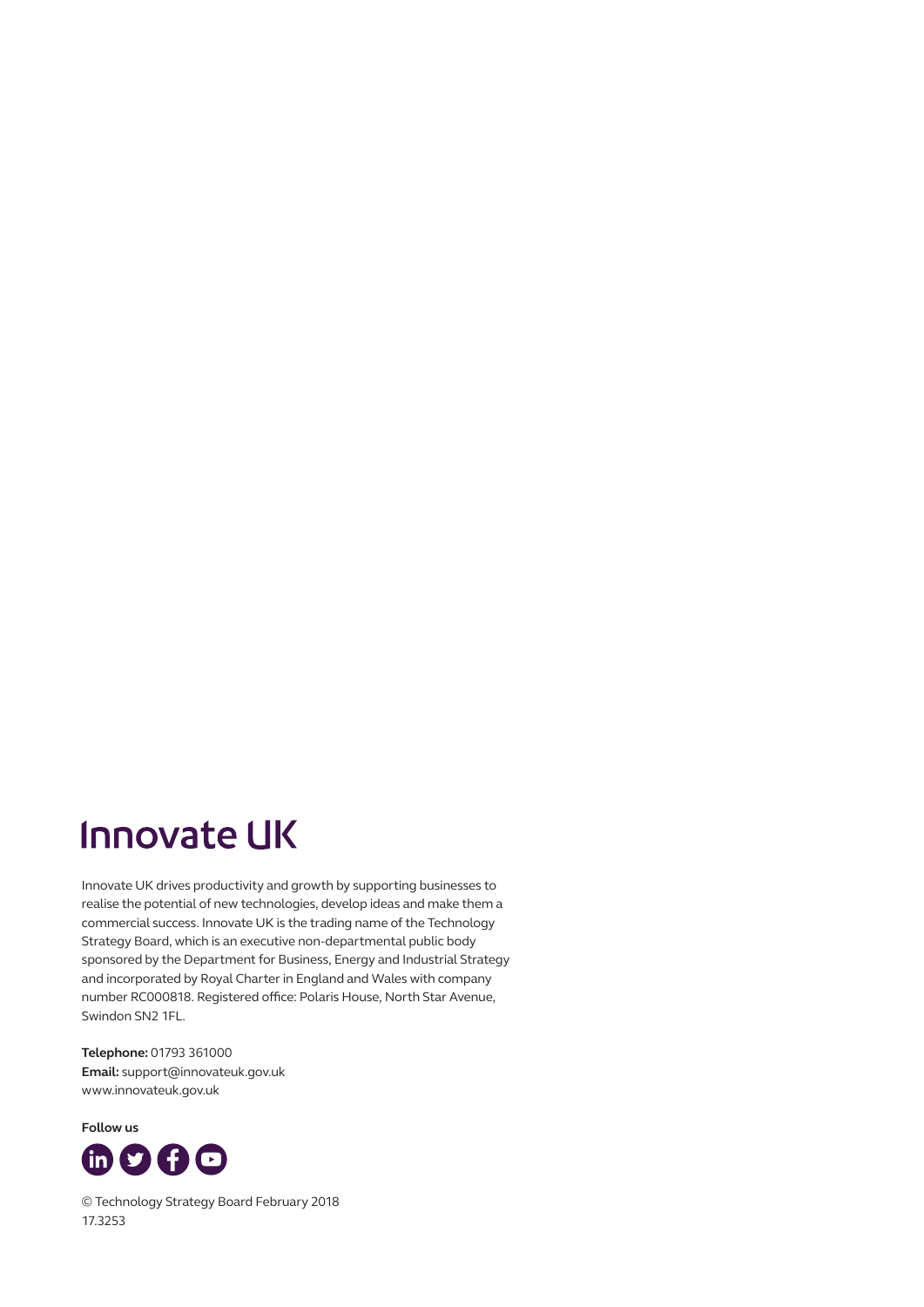# Innovate UK

Innovate UK drives productivity and growth by supporting businesses to realise the potential of new technologies, develop ideas and make them a commercial success. Innovate UK is the trading name of the Technology Strategy Board, which is an executive non-departmental public body sponsored by the Department for Business, Energy and Industrial Strategy and incorporated by Royal Charter in England and Wales with company number RC000818. Registered office: Polaris House, North Star Avenue, Swindon SN2 1FL.

**Telephone:** 01793 361000
**Email:** support@innovateuk.gov.uk
www.innovateuk.gov.uk

**Follow us**

© Technology Strategy Board February 2018
17.3253